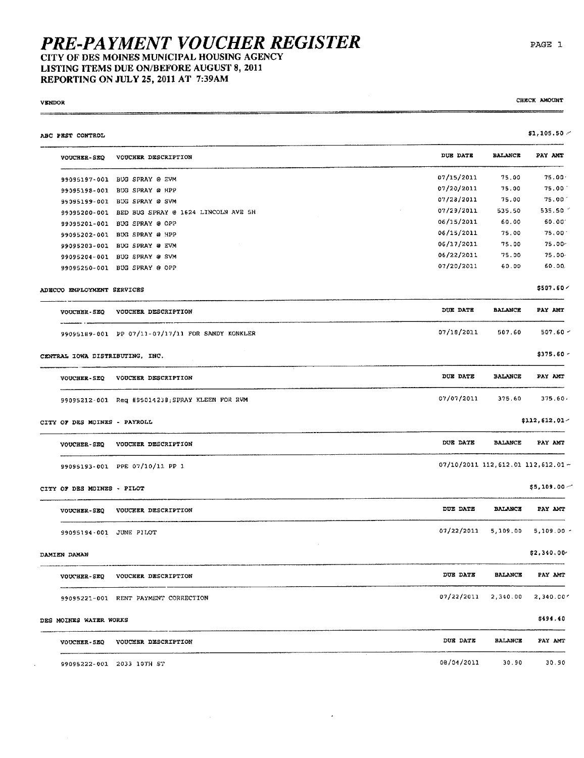# PRE-PAYMENT VOUCHER REGISTER

## CITY OF DES MOINES MUNICIPAL HOUSING AGENCY
## LISTING ITEMS DUE ON/BEFORE AUGUST 8, 2011
## REPORTING ON JULY 25, 2011 AT 7:39AM

VENDOR | CHECK AMOUNT

**ABC PEST CONTROL** — $1,105.50

| VOUCHER-SEQ | VOUCHER DESCRIPTION | DUE DATE | BALANCE | PAY AMT |
|---|---|---|---|---|
| 99095197-001 | BUG SPRAY @ EVM | 07/15/2011 | 75.00 | 75.00 |
| 99095198-001 | BUG SPRAY @ HPP | 07/20/2011 | 75.00 | 75.00 |
| 99095199-001 | BUG SPRAY @ SVM | 07/28/2011 | 75.00 | 75.00 |
| 99095200-001 | BED BUG SPRAY @ 1624 LINCOLN AVE SH | 07/29/2011 | 535.50 | 535.50 |
| 99095201-001 | BUG SPRAY @ OPP | 06/15/2011 | 60.00 | 60.00 |
| 99095202-001 | BUG SPRAY @ HPP | 06/15/2011 | 75.00 | 75.00 |
| 99095203-001 | BUG SPRAY @ EVM | 06/17/2011 | 75.00 | 75.00 |
| 99095204-001 | BUG SPRAY @ SVM | 06/22/2011 | 75.00 | 75.00 |
| 99095250-001 | BUG SPRAY @ OPP | 07/20/2011 | 60.00 | 60.00 |

**ADECCO EMPLOYMENT SERVICES** — $507.60

| VOUCHER-SEQ | VOUCHER DESCRIPTION | DUE DATE | BALANCE | PAY AMT |
|---|---|---|---|---|
| 99095189-001 | PP 07/11-07/17/11 FOR SANDY KONKLER | 07/18/2011 | 507.60 | 507.60 |

**CENTRAL IOWA DISTRIBUTING, INC.** — $375.60

| VOUCHER-SEQ | VOUCHER DESCRIPTION | DUE DATE | BALANCE | PAY AMT |
|---|---|---|---|---|
| 99095212-001 | Req #95014238;SPRAY KLEEN FOR RVM | 07/07/2011 | 375.60 | 375.60 |

**CITY OF DES MOINES - PAYROLL** — $112,612.01

| VOUCHER-SEQ | VOUCHER DESCRIPTION | DUE DATE | BALANCE | PAY AMT |
|---|---|---|---|---|
| 99095193-001 | PPE 07/10/11 PP 1 | 07/10/2011 | 112,612.01 | 112,612.01 |

**CITY OF DES MOINES - PILOT** — $5,109.00

| VOUCHER-SEQ | VOUCHER DESCRIPTION | DUE DATE | BALANCE | PAY AMT |
|---|---|---|---|---|
| 99095194-001 | JUNE PILOT | 07/22/2011 | 5,109.00 | 5,109.00 |

**DAMIEN DAMAN** — $2,340.00

| VOUCHER-SEQ | VOUCHER DESCRIPTION | DUE DATE | BALANCE | PAY AMT |
|---|---|---|---|---|
| 99095221-001 | RENT PAYMENT CORRECTION | 07/22/2011 | 2,340.00 | 2,340.00 |

**DES MOINES WATER WORKS** — $494.40

| VOUCHER-SEQ | VOUCHER DESCRIPTION | DUE DATE | BALANCE | PAY AMT |
|---|---|---|---|---|
| 99095222-001 | 2033 10TH ST | 08/04/2011 | 30.90 | 30.90 |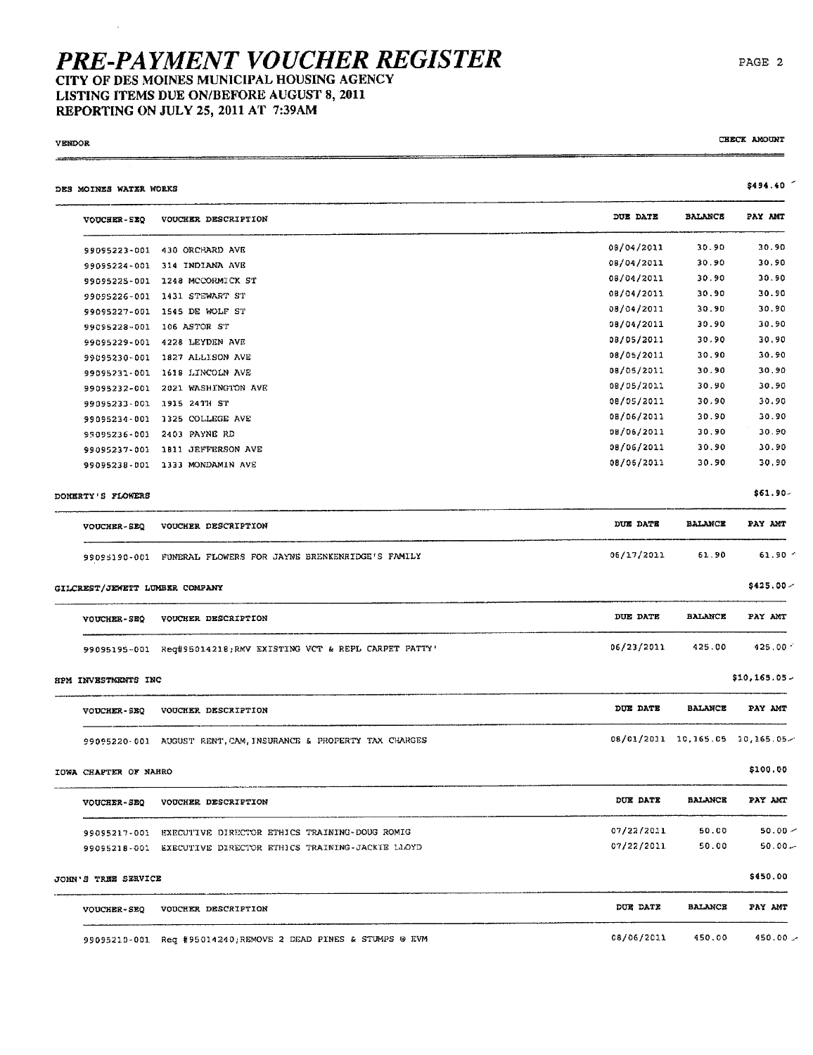# PRE-PAYMENT VOUCHER REGISTER

**CITY OF DES MOINES MUNICIPAL HOUSING AGENCY**
**LISTING ITEMS DUE ON/BEFORE AUGUST 8, 2011**
**REPORTING ON JULY 25, 2011 AT 7:39AM**

| VENDOR | | | | CHECK AMOUNT |
|---|---|---|---|---|

**DES MOINES WATER WORKS** — $494.40

| VOUCHER-SEQ | VOUCHER DESCRIPTION | DUE DATE | BALANCE | PAY AMT |
|---|---|---|---|---|
| 99095223-001 | 430 ORCHARD AVE | 08/04/2011 | 30.90 | 30.90 |
| 99095224-001 | 314 INDIANA AVE | 08/04/2011 | 30.90 | 30.90 |
| 99095225-001 | 1248 MCCORMICK ST | 08/04/2011 | 30.90 | 30.90 |
| 99095226-001 | 1431 STEWART ST | 08/04/2011 | 30.90 | 30.90 |
| 99095227-001 | 1545 DE WOLF ST | 08/04/2011 | 30.90 | 30.90 |
| 99095228-001 | 106 ASTOR ST | 08/04/2011 | 30.90 | 30.90 |
| 99095229-001 | 4228 LEYDEN AVE | 08/05/2011 | 30.90 | 30.90 |
| 99095230-001 | 1827 ALLISON AVE | 08/05/2011 | 30.90 | 30.90 |
| 99095231-001 | 1618 LINCOLN AVE | 08/05/2011 | 30.90 | 30.90 |
| 99095232-001 | 2021 WASHINGTON AVE | 08/05/2011 | 30.90 | 30.90 |
| 99095233-001 | 1915 24TH ST | 08/05/2011 | 30.90 | 30.90 |
| 99095234-001 | 1325 COLLEGE AVE | 08/06/2011 | 30.90 | 30.90 |
| 99095236-001 | 2403 PAYNE RD | 08/06/2011 | 30.90 | 30.90 |
| 99095237-001 | 1811 JEFFERSON AVE | 08/06/2011 | 30.90 | 30.90 |
| 99095238-001 | 1333 MONDAMIN AVE | 08/06/2011 | 30.90 | 30.90 |

**DOHERTY'S FLOWERS** — $61.90

| VOUCHER-SEQ | VOUCHER DESCRIPTION | DUE DATE | BALANCE | PAY AMT |
|---|---|---|---|---|
| 99095190-001 | FUNERAL FLOWERS FOR JAYNE BRENKENRIDGE'S FAMILY | 06/17/2011 | 61.90 | 61.90 |

**GILCREST/JEWETT LUMBER COMPANY** — $425.00

| VOUCHER-SEQ | VOUCHER DESCRIPTION | DUE DATE | BALANCE | PAY AMT |
|---|---|---|---|---|
| 99095195-001 | Req#95014218;RMV EXISTING VCT & REPL CARPET PATTY' | 06/23/2011 | 425.00 | 425.00 |

**HPM INVESTMENTS INC** — $10,165.05

| VOUCHER-SEQ | VOUCHER DESCRIPTION | DUE DATE | BALANCE | PAY AMT |
|---|---|---|---|---|
| 99095220-001 | AUGUST RENT,CAM,INSURANCE & PROPERTY TAX CHARGES | 08/01/2011 | 10,165.05 | 10,165.05 |

**IOWA CHAPTER OF NAHRO** — $100.00

| VOUCHER-SEQ | VOUCHER DESCRIPTION | DUE DATE | BALANCE | PAY AMT |
|---|---|---|---|---|
| 99095217-001 | EXECUTIVE DIRECTOR ETHICS TRAINING-DOUG ROMIG | 07/22/2011 | 50.00 | 50.00 |
| 99095218-001 | EXECUTIVE DIRECTOR ETHICS TRAINING-JACKIE LLOYD | 07/22/2011 | 50.00 | 50.00 |

**JOHN'S TREE SERVICE** — $450.00

| VOUCHER-SEQ | VOUCHER DESCRIPTION | DUE DATE | BALANCE | PAY AMT |
|---|---|---|---|---|
| 99095210-001 | Req #95014240;REMOVE 2 DEAD PINES & STUMPS @ EVM | 08/06/2011 | 450.00 | 450.00 |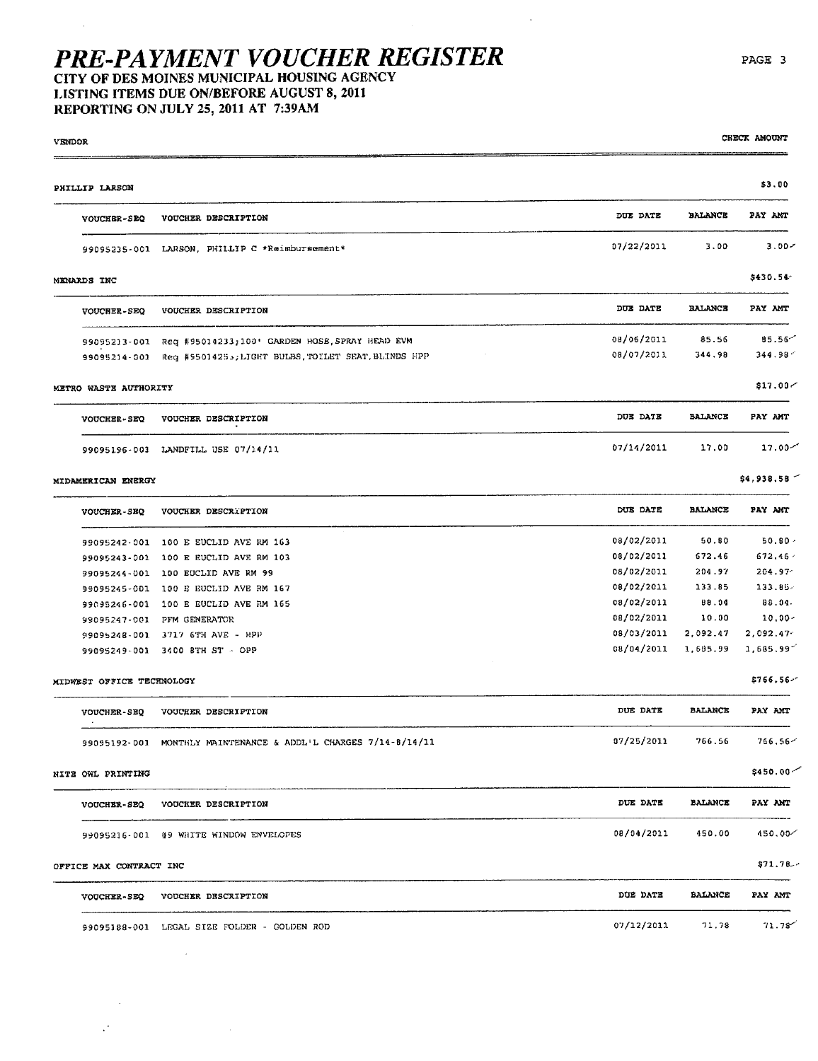# PRE-PAYMENT VOUCHER REGISTER

**CITY OF DES MOINES MUNICIPAL HOUSING AGENCY**
**LISTING ITEMS DUE ON/BEFORE AUGUST 8, 2011**
**REPORTING ON JULY 25, 2011 AT 7:39AM**

| VENDOR | | | | CHECK AMOUNT |
|---|---|---|---|---|

**PHILLIP LARSON** — $3.00

| VOUCHER-SEQ | VOUCHER DESCRIPTION | DUE DATE | BALANCE | PAY AMT |
|---|---|---|---|---|
| 99095235-001 | LARSON, PHILLIP C *Reimbursement* | 07/22/2011 | 3.00 | 3.00 |

**MENARDS INC** — $430.54

| VOUCHER-SEQ | VOUCHER DESCRIPTION | DUE DATE | BALANCE | PAY AMT |
|---|---|---|---|---|
| 99095213-001 | Req #95014233;100' GARDEN HOSE,SPRAY HEAD EVM | 08/06/2011 | 85.56 | 85.56 |
| 99095214-001 | Req #9501425,;LIGHT BULBS,TOILET SEAT,BLINDS HPP | 08/07/2011 | 344.98 | 344.98 |

**METRO WASTE AUTHORITY** — $17.00

| VOUCHER-SEQ | VOUCHER DESCRIPTION | DUE DATE | BALANCE | PAY AMT |
|---|---|---|---|---|
| 99095196-001 | LANDFILL USE 07/14/11 | 07/14/2011 | 17.00 | 17.00 |

**MIDAMERICAN ENERGY** — $4,938.58

| VOUCHER-SEQ | VOUCHER DESCRIPTION | DUE DATE | BALANCE | PAY AMT |
|---|---|---|---|---|
| 99095242-001 | 100 E EUCLID AVE RM 163 | 08/02/2011 | 50.80 | 50.80 |
| 99095243-001 | 100 E EUCLID AVE RM 103 | 08/02/2011 | 672.46 | 672.46 |
| 99095244-001 | 100 EUCLID AVE RM 99 | 08/02/2011 | 204.97 | 204.97 |
| 99095245-001 | 100 E EUCLID AVE RM 167 | 08/02/2011 | 133.85 | 133.85 |
| 99095246-001 | 100 E EUCLID AVE RM 165 | 08/02/2011 | 88.04 | 88.04 |
| 99095247-001 | PFM GENERATOR | 08/02/2011 | 10.00 | 10.00 |
| 99095248-001 | 3717 6TH AVE - HPP | 08/03/2011 | 2,092.47 | 2,092.47 |
| 99095249-001 | 3400 8TH ST - OPP | 08/04/2011 | 1,685.99 | 1,685.99 |

**MIDWEST OFFICE TECHNOLOGY** — $766.56

| VOUCHER-SEQ | VOUCHER DESCRIPTION | DUE DATE | BALANCE | PAY AMT |
|---|---|---|---|---|
| 99095192-001 | MONTHLY MAINTENANCE & ADDL'L CHARGES 7/14-8/14/11 | 07/25/2011 | 766.56 | 766.56 |

**NITE OWL PRINTING** — $450.00

| VOUCHER-SEQ | VOUCHER DESCRIPTION | DUE DATE | BALANCE | PAY AMT |
|---|---|---|---|---|
| 99095216-001 | #9 WHITE WINDOW ENVELOPES | 08/04/2011 | 450.00 | 450.00 |

**OFFICE MAX CONTRACT INC** — $71.78

| VOUCHER-SEQ | VOUCHER DESCRIPTION | DUE DATE | BALANCE | PAY AMT |
|---|---|---|---|---|
| 99095188-001 | LEGAL SIZE FOLDER - GOLDEN ROD | 07/12/2011 | 71.78 | 71.78 |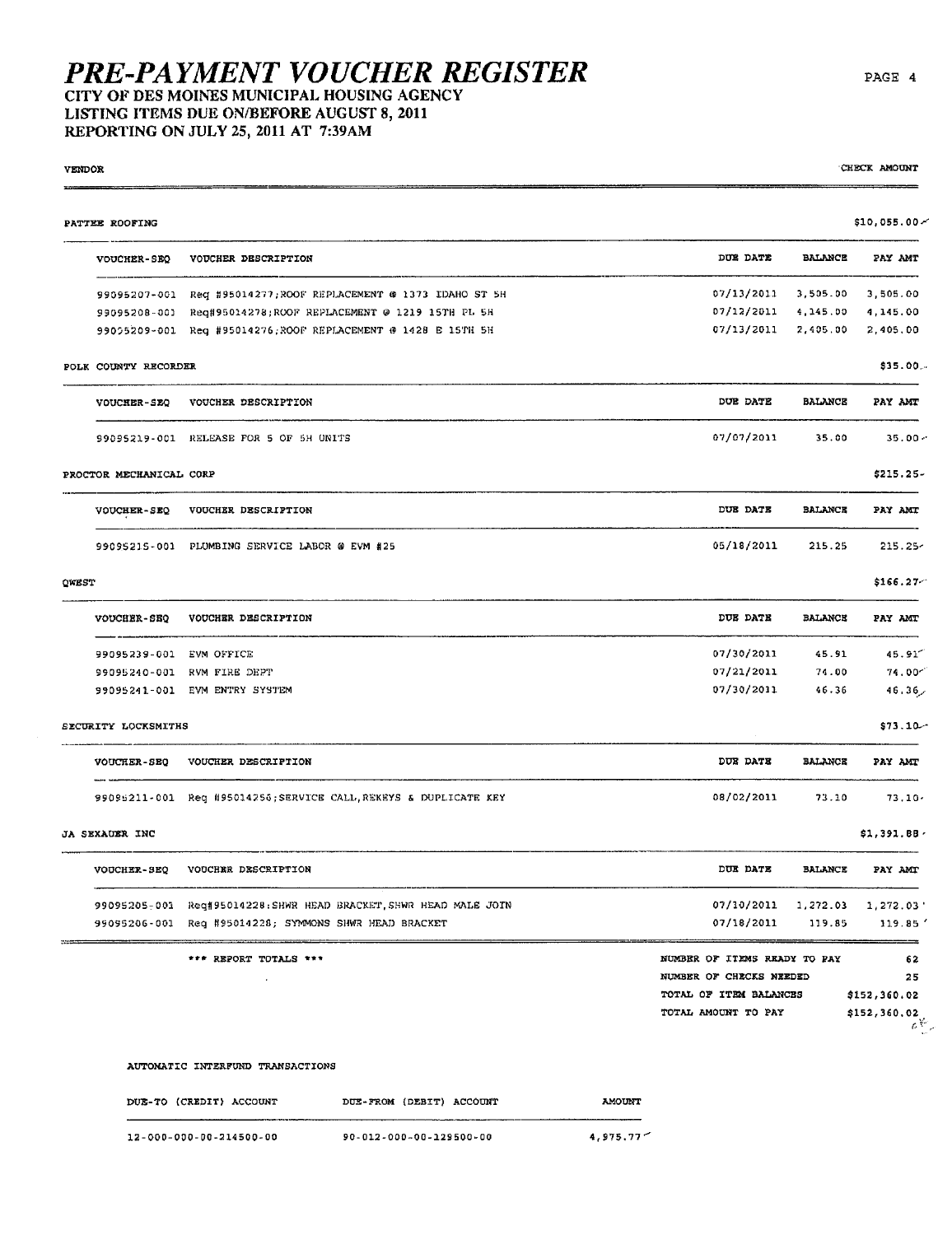# PRE-PAYMENT VOUCHER REGISTER

**CITY OF DES MOINES MUNICIPAL HOUSING AGENCY**
**LISTING ITEMS DUE ON/BEFORE AUGUST 8, 2011**
**REPORTING ON JULY 25, 2011 AT 7:39AM**

VENDOR | CHECK AMOUNT

### PATTEE ROOFING — $10,055.00

| VOUCHER-SEQ | VOUCHER DESCRIPTION | DUE DATE | BALANCE | PAY AMT |
|---|---|---|---|---|
| 99095207-001 | Req #95014277;ROOF REPLACEMENT @ 1373 IDAHO ST SH | 07/13/2011 | 3,505.00 | 3,505.00 |
| 99095208-001 | Req#95014278;ROOF REPLACEMENT @ 1219 15TH PL SH | 07/12/2011 | 4,145.00 | 4,145.00 |
| 99095209-001 | Req #95014276;ROOF REPLACEMENT @ 1428 E 15TH SH | 07/13/2011 | 2,405.00 | 2,405.00 |

### POLK COUNTY RECORDER — $35.00

| VOUCHER-SEQ | VOUCHER DESCRIPTION | DUE DATE | BALANCE | PAY AMT |
|---|---|---|---|---|
| 99095219-001 | RELEASE FOR 5 OF SH UNITS | 07/07/2011 | 35.00 | 35.00 |

### PROCTOR MECHANICAL CORP — $215.25

| VOUCHER-SEQ | VOUCHER DESCRIPTION | DUE DATE | BALANCE | PAY AMT |
|---|---|---|---|---|
| 99095215-001 | PLUMBING SERVICE LABOR @ EVM #25 | 05/18/2011 | 215.25 | 215.25 |

### QWEST — $166.27

| VOUCHER-SEQ | VOUCHER DESCRIPTION | DUE DATE | BALANCE | PAY AMT |
|---|---|---|---|---|
| 99095239-001 | EVM OFFICE | 07/30/2011 | 45.91 | 45.91 |
| 99095240-001 | EVM FIRE DEPT | 07/21/2011 | 74.00 | 74.00 |
| 99095241-001 | EVM ENTRY SYSTEM | 07/30/2011 | 46.36 | 46.36 |

### SECURITY LOCKSMITHS — $73.10

| VOUCHER-SEQ | VOUCHER DESCRIPTION | DUE DATE | BALANCE | PAY AMT |
|---|---|---|---|---|
| 99095211-001 | Req #95014256;SERVICE CALL,REKEYS & DUPLICATE KEY | 08/02/2011 | 73.10 | 73.10 |

### JA SEXAUER INC — $1,391.88

| VOUCHER-SEQ | VOUCHER DESCRIPTION | DUE DATE | BALANCE | PAY AMT |
|---|---|---|---|---|
| 99095205-001 | Req#95014228;SHWR HEAD BRACKET,SHWR HEAD MALE JOIN | 07/10/2011 | 1,272.03 | 1,272.03 |
| 99095206-001 | Req #95014228; SYMMONS SHWR HEAD BRACKET | 07/18/2011 | 119.85 | 119.85 |

*** REPORT TOTALS ***

| | |
|---|---|
| NUMBER OF ITEMS READY TO PAY | 62 |
| NUMBER OF CHECKS NEEDED | 25 |
| TOTAL OF ITEM BALANCES | $152,360.02 |
| TOTAL AMOUNT TO PAY | $152,360.02 |

AUTOMATIC INTERFUND TRANSACTIONS

| DUE-TO (CREDIT) ACCOUNT | DUE-FROM (DEBIT) ACCOUNT | AMOUNT |
|---|---|---|
| 12-000-000-00-214500-00 | 90-012-000-00-129500-00 | 4,975.77 |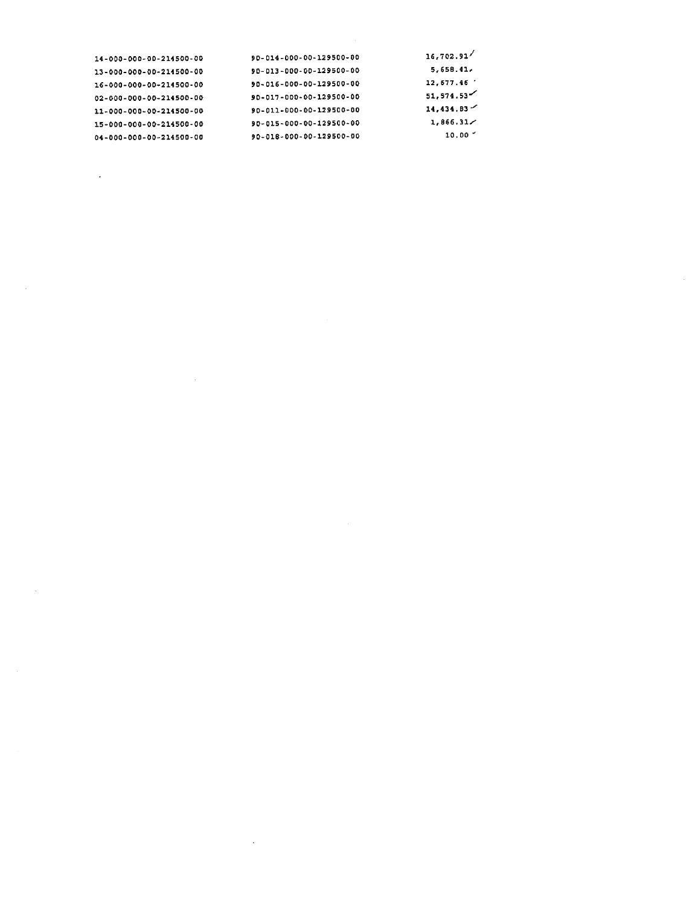| | | |
|---|---|---|
| 14-000-000-00-214500-00 | 90-014-000-00-129500-00 | 16,702.91 |
| 13-000-000-00-214500-00 | 90-013-000-00-129500-00 | 5,658.41 |
| 16-000-000-00-214500-00 | 90-016-000-00-129500-00 | 12,677.46 |
| 02-000-000-00-214500-00 | 90-017-000-00-129500-00 | 51,574.53 |
| 11-000-000-00-214500-00 | 90-011-000-00-129500-00 | 14,434.83 |
| 15-000-000-00-214500-00 | 90-015-000-00-129500-00 | 1,866.31 |
| 04-000-000-00-214500-00 | 90-018-000-00-129500-00 | 10.00 |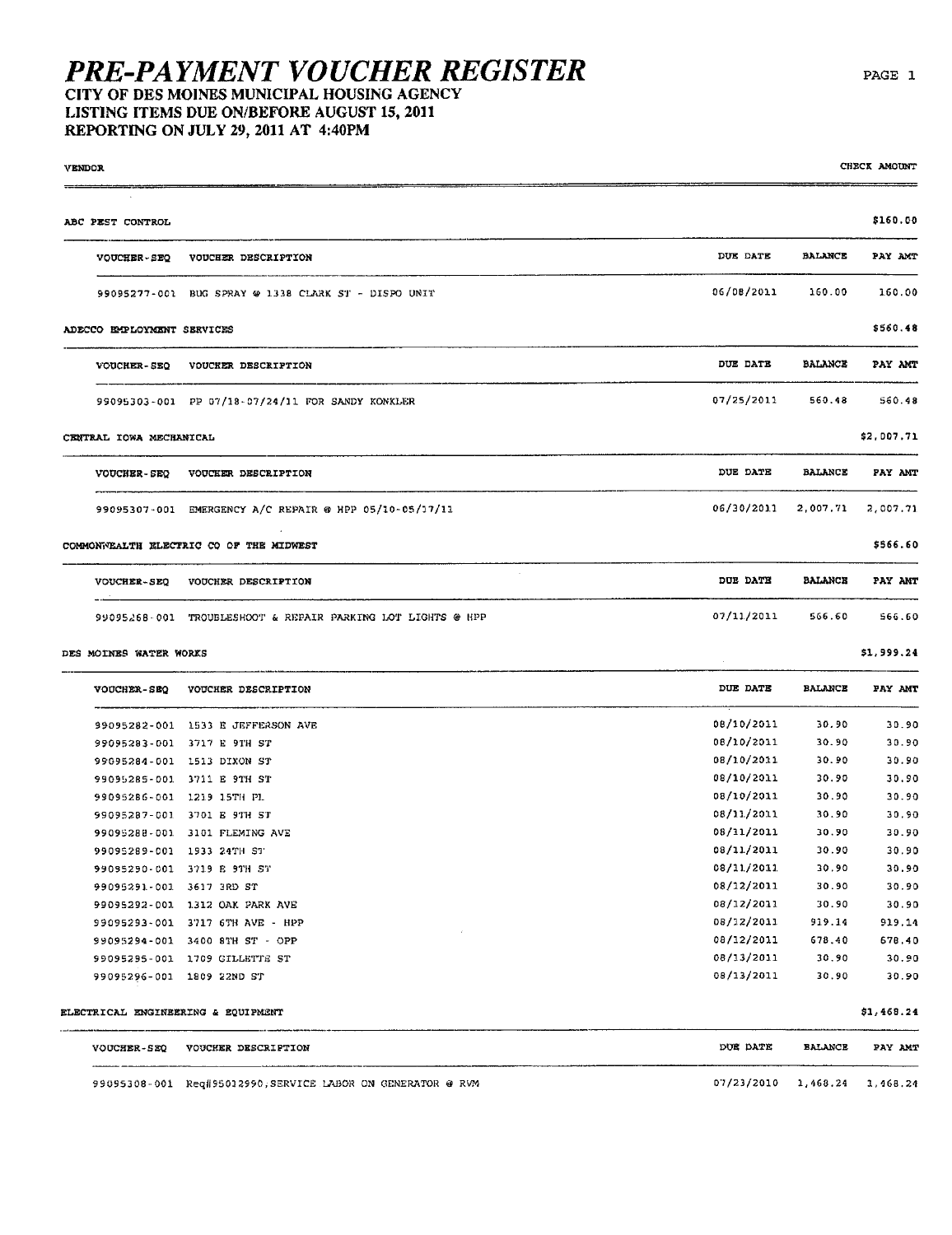# PRE-PAYMENT VOUCHER REGISTER

## CITY OF DES MOINES MUNICIPAL HOUSING AGENCY
## LISTING ITEMS DUE ON/BEFORE AUGUST 15, 2011
## REPORTING ON JULY 29, 2011 AT 4:40PM

| VENDOR | | | | CHECK AMOUNT |
|---|---|---|---|---|

**ABC PEST CONTROL** — $160.00

| VOUCHER-SEQ | VOUCHER DESCRIPTION | DUE DATE | BALANCE | PAY AMT |
|---|---|---|---|---|
| 99095277-001 | BUG SPRAY @ 1338 CLARK ST - DISPO UNIT | 06/08/2011 | 160.00 | 160.00 |

**ADECCO EMPLOYMENT SERVICES** — $560.48

| VOUCHER-SEQ | VOUCHER DESCRIPTION | DUE DATE | BALANCE | PAY AMT |
|---|---|---|---|---|
| 99095303-001 | PP 07/18-07/24/11 FOR SANDY KONKLER | 07/25/2011 | 560.48 | 560.48 |

**CENTRAL IOWA MECHANICAL** — $2,007.71

| VOUCHER-SEQ | VOUCHER DESCRIPTION | DUE DATE | BALANCE | PAY AMT |
|---|---|---|---|---|
| 99095307-001 | EMERGENCY A/C REPAIR @ HPP 05/10-05/17/11 | 06/30/2011 | 2,007.71 | 2,007.71 |

**COMMONWEALTH ELECTRIC CO OF THE MIDWEST** — $566.60

| VOUCHER-SEQ | VOUCHER DESCRIPTION | DUE DATE | BALANCE | PAY AMT |
|---|---|---|---|---|
| 99095268-001 | TROUBLESHOOT & REPAIR PARKING LOT LIGHTS @ HPP | 07/11/2011 | 566.60 | 566.60 |

**DES MOINES WATER WORKS** — $1,999.24

| VOUCHER-SEQ | VOUCHER DESCRIPTION | DUE DATE | BALANCE | PAY AMT |
|---|---|---|---|---|
| 99095282-001 | 1533 E JEFFERSON AVE | 08/10/2011 | 30.90 | 30.90 |
| 99095283-001 | 3717 E 9TH ST | 08/10/2011 | 30.90 | 30.90 |
| 99095284-001 | 1513 DIXON ST | 08/10/2011 | 30.90 | 30.90 |
| 99095285-001 | 3711 E 9TH ST | 08/10/2011 | 30.90 | 30.90 |
| 99095286-001 | 1219 15TH PL | 08/10/2011 | 30.90 | 30.90 |
| 99095287-001 | 3701 E 9TH ST | 08/11/2011 | 30.90 | 30.90 |
| 99095288-001 | 3101 FLEMING AVE | 08/11/2011 | 30.90 | 30.90 |
| 99095289-001 | 1933 24TH ST | 08/11/2011 | 30.90 | 30.90 |
| 99095290-001 | 3719 E 9TH ST | 08/11/2011 | 30.90 | 30.90 |
| 99095291-001 | 3617 3RD ST | 08/12/2011 | 30.90 | 30.90 |
| 99095292-001 | 1312 OAK PARK AVE | 08/12/2011 | 30.90 | 30.90 |
| 99095293-001 | 3717 6TH AVE - HPP | 08/12/2011 | 919.14 | 919.14 |
| 99095294-001 | 3400 8TH ST - OPP | 08/12/2011 | 678.40 | 678.40 |
| 99095295-001 | 1709 GILLETTE ST | 08/13/2011 | 30.90 | 30.90 |
| 99095296-001 | 1809 22ND ST | 08/13/2011 | 30.90 | 30.90 |

**ELECTRICAL ENGINEERING & EQUIPMENT** — $1,468.24

| VOUCHER-SEQ | VOUCHER DESCRIPTION | DUE DATE | BALANCE | PAY AMT |
|---|---|---|---|---|
| 99095308-001 | Req#95012990,SERVICE LABOR ON GENERATOR @ RVM | 07/23/2010 | 1,468.24 | 1,468.24 |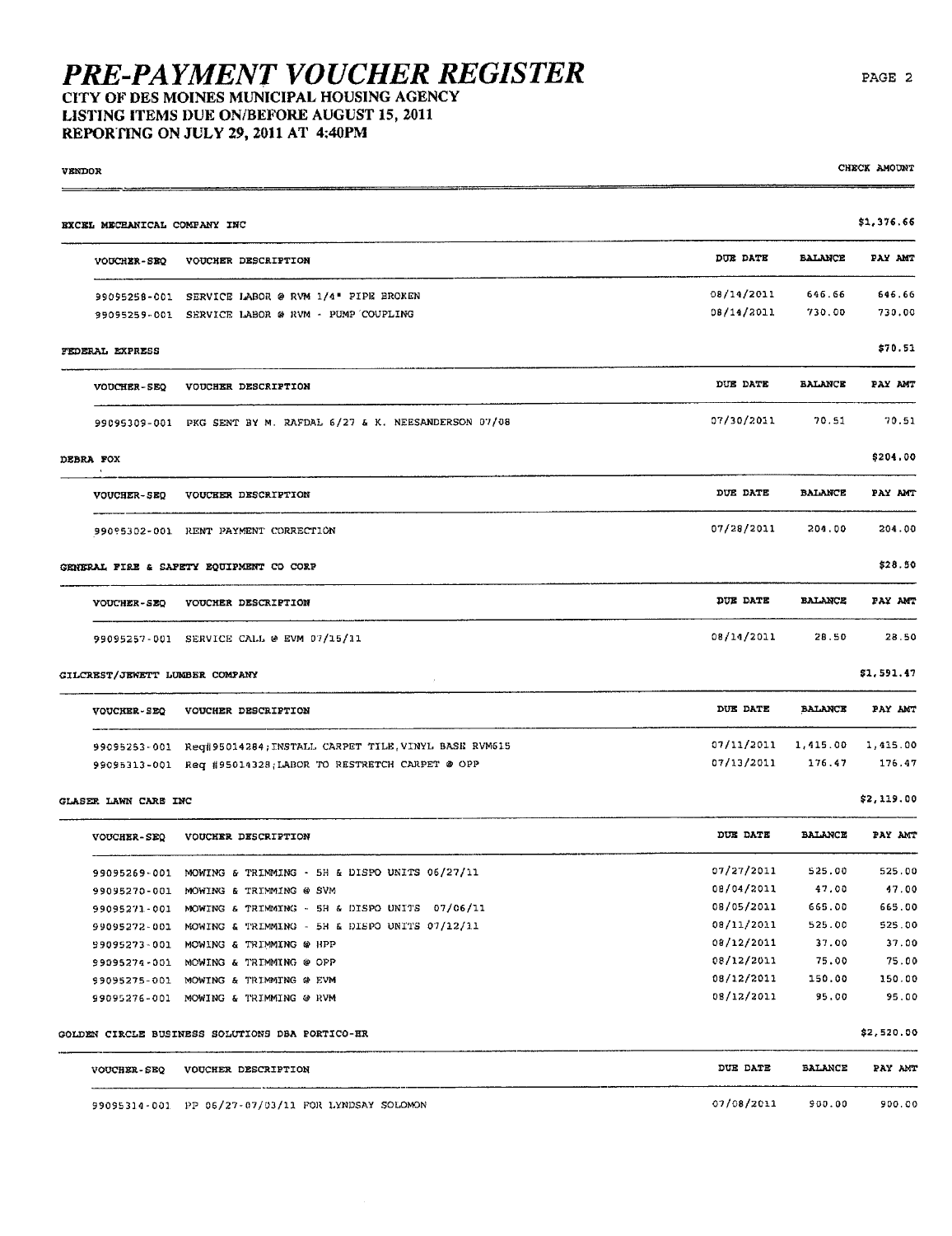# PRE-PAYMENT VOUCHER REGISTER

**CITY OF DES MOINES MUNICIPAL HOUSING AGENCY**
**LISTING ITEMS DUE ON/BEFORE AUGUST 15, 2011**
**REPORTING ON JULY 29, 2011 AT 4:40PM**

VENDOR | CHECK AMOUNT

## EXCEL MECHANICAL COMPANY INC — $1,376.66

| VOUCHER-SEQ | VOUCHER DESCRIPTION | DUE DATE | BALANCE | PAY AMT |
|---|---|---|---|---|
| 99095258-001 | SERVICE LABOR @ RVM 1/4" PIPE BROKEN | 08/14/2011 | 646.66 | 646.66 |
| 99095259-001 | SERVICE LABOR @ RVM - PUMP COUPLING | 08/14/2011 | 730.00 | 730.00 |

## FEDERAL EXPRESS — $70.51

| VOUCHER-SEQ | VOUCHER DESCRIPTION | DUE DATE | BALANCE | PAY AMT |
|---|---|---|---|---|
| 99095309-001 | PKG SENT BY M. RAFDAL 6/27 & K. NEESANDERSON 07/08 | 07/30/2011 | 70.51 | 70.51 |

## DEBRA FOX — $204.00

| VOUCHER-SEQ | VOUCHER DESCRIPTION | DUE DATE | BALANCE | PAY AMT |
|---|---|---|---|---|
| 99095302-001 | RENT PAYMENT CORRECTION | 07/28/2011 | 204.00 | 204.00 |

## GENERAL FIRE & SAFETY EQUIPMENT CO CORP — $28.50

| VOUCHER-SEQ | VOUCHER DESCRIPTION | DUE DATE | BALANCE | PAY AMT |
|---|---|---|---|---|
| 99095257-001 | SERVICE CALL @ EVM 07/15/11 | 08/14/2011 | 28.50 | 28.50 |

## GILCREST/JEWETT LUMBER COMPANY — $1,591.47

| VOUCHER-SEQ | VOUCHER DESCRIPTION | DUE DATE | BALANCE | PAY AMT |
|---|---|---|---|---|
| 99095253-001 | Req#95014284;INSTALL CARPET TILE,VINYL BASE RVM615 | 07/11/2011 | 1,415.00 | 1,415.00 |
| 99095313-001 | Req #95014328;LABOR TO RESTRETCH CARPET @ OPP | 07/13/2011 | 176.47 | 176.47 |

## GLASER LAWN CARE INC — $2,119.00

| VOUCHER-SEQ | VOUCHER DESCRIPTION | DUE DATE | BALANCE | PAY AMT |
|---|---|---|---|---|
| 99095269-001 | MOWING & TRIMMING - 5H & DISPO UNITS 06/27/11 | 07/27/2011 | 525.00 | 525.00 |
| 99095270-001 | MOWING & TRIMMING @ SVM | 08/04/2011 | 47.00 | 47.00 |
| 99095271-001 | MOWING & TRIMMING - 5H & DISPO UNITS 07/06/11 | 08/05/2011 | 665.00 | 665.00 |
| 99095272-001 | MOWING & TRIMMING - 5H & DISPO UNITS 07/12/11 | 08/11/2011 | 525.00 | 525.00 |
| 99095273-001 | MOWING & TRIMMING @ HPP | 08/12/2011 | 37.00 | 37.00 |
| 99095274-001 | MOWING & TRIMMING @ OPP | 08/12/2011 | 75.00 | 75.00 |
| 99095275-001 | MOWING & TRIMMING @ EVM | 08/12/2011 | 150.00 | 150.00 |
| 99095276-001 | MOWING & TRIMMING @ RVM | 08/12/2011 | 95.00 | 95.00 |

## GOLDEN CIRCLE BUSINESS SOLUTIONS DBA PORTICO-HR — $2,520.00

| VOUCHER-SEQ | VOUCHER DESCRIPTION | DUE DATE | BALANCE | PAY AMT |
|---|---|---|---|---|
| 99095314-001 | PP 06/27-07/03/11 FOR LYNDSAY SOLOMON | 07/08/2011 | 900.00 | 900.00 |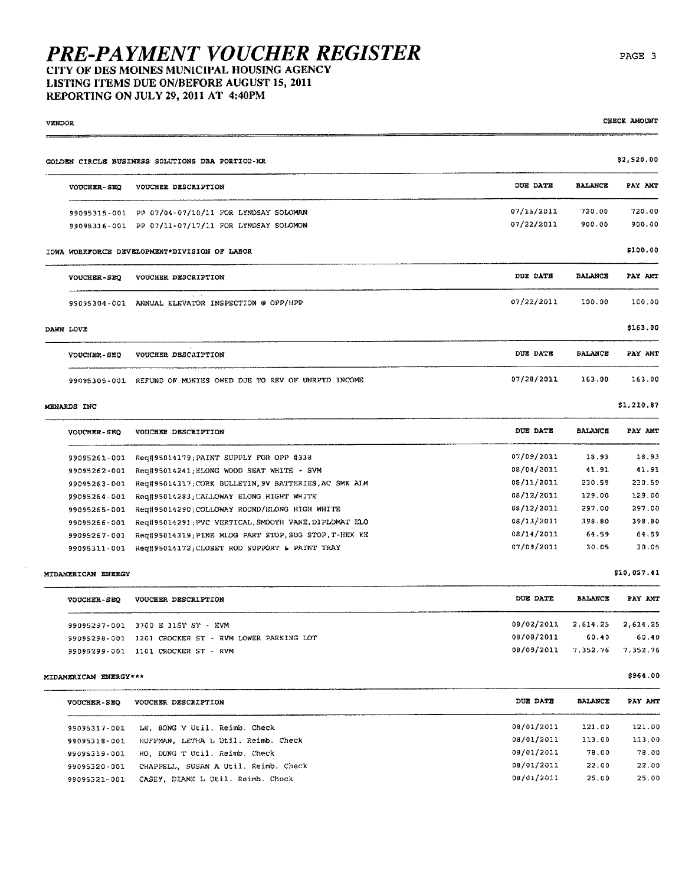# PRE-PAYMENT VOUCHER REGISTER

**CITY OF DES MOINES MUNICIPAL HOUSING AGENCY**
**LISTING ITEMS DUE ON/BEFORE AUGUST 15, 2011**
**REPORTING ON JULY 29, 2011 AT 4:40PM**

VENDOR | CHECK AMOUNT

## GOLDEN CIRCLE BUSINESS SOLUTIONS DBA PORTICO-HR — $2,520.00

| VOUCHER-SEQ | VOUCHER DESCRIPTION | DUE DATE | BALANCE | PAY AMT |
|---|---|---|---|---|
| 99095315-001 | PP 07/04-07/10/11 FOR LYNDSAY SOLOMAN | 07/15/2011 | 720.00 | 720.00 |
| 99095316-001 | PP 07/11-07/17/11 FOR LYNDSAY SOLOMON | 07/22/2011 | 900.00 | 900.00 |

## IOWA WORKFORCE DEVELOPMENT*DIVISION OF LABOR — $100.00

| VOUCHER-SEQ | VOUCHER DESCRIPTION | DUE DATE | BALANCE | PAY AMT |
|---|---|---|---|---|
| 99095304-001 | ANNUAL ELEVATOR INSPECTION @ OPP/HPP | 07/22/2011 | 100.00 | 100.00 |

## DAWN LOVE — $163.00

| VOUCHER-SEQ | VOUCHER DESCRIPTION | DUE DATE | BALANCE | PAY AMT |
|---|---|---|---|---|
| 99095305-001 | REFUND OF MONIES OWED DUE TO REV OF UNRPTD INCOME | 07/28/2011 | 163.00 | 163.00 |

## MENARDS INC — $1,210.87

| VOUCHER-SEQ | VOUCHER DESCRIPTION | DUE DATE | BALANCE | PAY AMT |
|---|---|---|---|---|
| 99095261-001 | Req#95014179;PAINT SUPPLY FOR OPP #338 | 07/09/2011 | 18.93 | 18.93 |
| 99095262-001 | Req#95014241;ELONG WOOD SEAT WHITE - SVM | 08/04/2011 | 41.91 | 41.91 |
| 99095263-001 | Req#95014317;CORK BULLETIN,9V BATTERIES,AC SMK ALM | 08/11/2011 | 230.59 | 230.59 |
| 99095264-001 | Req#95014283;CALLOWAY ELONG HIGHT WHITE | 08/12/2011 | 129.00 | 129.00 |
| 99095265-001 | Req#95014290;COLLOWAY ROUND/ELONG HIGH WHITE | 08/12/2011 | 297.00 | 297.00 |
| 99095266-001 | Req#95014291;PVC VERTICAL,SMOOTH VANE,DIPLOMAT ELO | 08/13/2011 | 398.80 | 398.80 |
| 99095267-001 | Req#95014319;PINE MLDG PART STOP,BUG STOP,T-HEX KE | 08/14/2011 | 64.59 | 64.59 |
| 99095311-001 | Req#95014172;CLOSET ROD SUPPORT & PAINT TRAY | 07/09/2011 | 30.05 | 30.05 |

## MIDAMERICAN ENERGY — $10,027.41

| VOUCHER-SEQ | VOUCHER DESCRIPTION | DUE DATE | BALANCE | PAY AMT |
|---|---|---|---|---|
| 99095297-001 | 3700 E 31ST ST - EVM | 08/02/2011 | 2,614.25 | 2,614.25 |
| 99095298-001 | 1201 CROCKER ST - RVM LOWER PARKING LOT | 08/08/2011 | 60.40 | 60.40 |
| 99095299-001 | 1101 CROCKER ST - RVM | 08/09/2011 | 7,352.76 | 7,352.76 |

## MIDAMERICAN ENERGY*** — $964.00

| VOUCHER-SEQ | VOUCHER DESCRIPTION | DUE DATE | BALANCE | PAY AMT |
|---|---|---|---|---|
| 99095317-001 | LE, BONG V Util. Reimb. Check | 08/01/2011 | 121.00 | 121.00 |
| 99095318-001 | HUFFMAN, LETHA L Util. Reimb. Check | 08/01/2011 | 113.00 | 113.00 |
| 99095319-001 | HO, DUNG T Util. Reimb. Check | 08/01/2011 | 78.00 | 78.00 |
| 99095320-001 | CHAPPELL, SUSAN A Util. Reimb. Check | 08/01/2011 | 22.00 | 22.00 |
| 99095321-001 | CASEY, DIANE L Util. Reimb. Check | 08/01/2011 | 25.00 | 25.00 |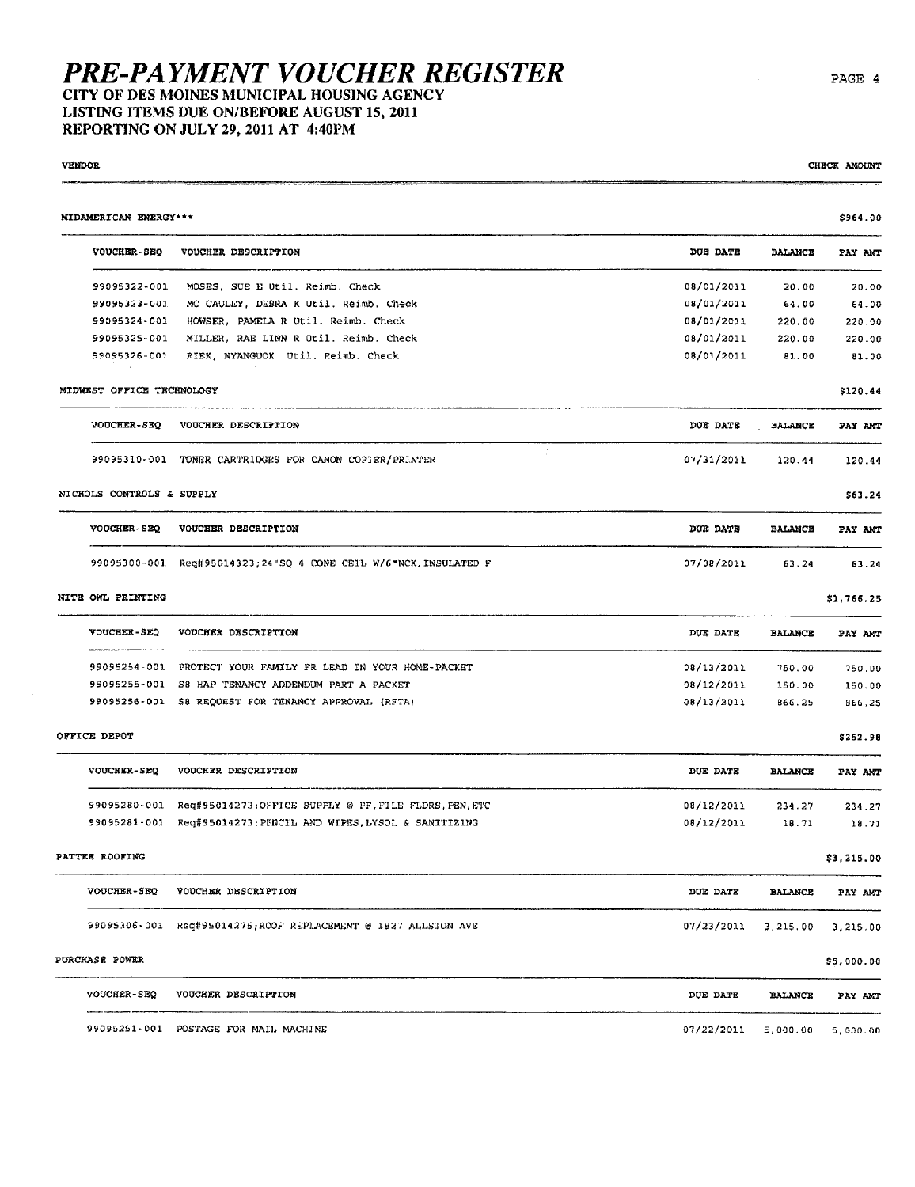# PRE-PAYMENT VOUCHER REGISTER

**CITY OF DES MOINES MUNICIPAL HOUSING AGENCY**
**LISTING ITEMS DUE ON/BEFORE AUGUST 15, 2011**
**REPORTING ON JULY 29, 2011 AT 4:40PM**

VENDOR | CHECK AMOUNT

**MIDAMERICAN ENERGY*** — $964.00**

| VOUCHER-SEQ | VOUCHER DESCRIPTION | DUE DATE | BALANCE | PAY AMT |
|---|---|---|---|---|
| 99095322-001 | MOSES, SUE E Util. Reimb. Check | 08/01/2011 | 20.00 | 20.00 |
| 99095323-001 | MC CAULEY, DEBRA K Util. Reimb. Check | 08/01/2011 | 64.00 | 64.00 |
| 99095324-001 | HOWSER, PAMELA R Util. Reimb. Check | 08/01/2011 | 220.00 | 220.00 |
| 99095325-001 | MILLER, RAE LINN R Util. Reimb. Check | 08/01/2011 | 220.00 | 220.00 |
| 99095326-001 | RIEK, NYANGUOK Util. Reimb. Check | 08/01/2011 | 81.00 | 81.00 |

**MIDWEST OFFICE TECHNOLOGY — $120.44**

| VOUCHER-SEQ | VOUCHER DESCRIPTION | DUE DATE | BALANCE | PAY AMT |
|---|---|---|---|---|
| 99095310-001 | TONER CARTRIDGES FOR CANON COPIER/PRINTER | 07/31/2011 | 120.44 | 120.44 |

**NICHOLS CONTROLS & SUPPLY — $63.24**

| VOUCHER-SEQ | VOUCHER DESCRIPTION | DUE DATE | BALANCE | PAY AMT |
|---|---|---|---|---|
| 99095300-001 | Req#95014323;24"SQ 4 CONE CEIL W/6"NCK,INSULATED F | 07/08/2011 | 63.24 | 63.24 |

**NITE OWL PRINTING — $1,766.25**

| VOUCHER-SEQ | VOUCHER DESCRIPTION | DUE DATE | BALANCE | PAY AMT |
|---|---|---|---|---|
| 99095254-001 | PROTECT YOUR FAMILY FR LEAD IN YOUR HOME-PACKET | 08/13/2011 | 750.00 | 750.00 |
| 99095255-001 | S8 HAP TENANCY ADDENDUM PART A PACKET | 08/12/2011 | 150.00 | 150.00 |
| 99095256-001 | S8 REQUEST FOR TENANCY APPROVAL (RFTA) | 08/13/2011 | 866.25 | 866.25 |

**OFFICE DEPOT — $252.98**

| VOUCHER-SEQ | VOUCHER DESCRIPTION | DUE DATE | BALANCE | PAY AMT |
|---|---|---|---|---|
| 99095280-001 | Req#95014273;OFFICE SUPPLY @ PF,FILE FLDRS,PEN,ETC | 08/12/2011 | 234.27 | 234.27 |
| 99095281-001 | Req#95014273;PENCIL AND WIPES,LYSOL & SANITIZING | 08/12/2011 | 18.71 | 18.71 |

**PATTEE ROOFING — $3,215.00**

| VOUCHER-SEQ | VOUCHER DESCRIPTION | DUE DATE | BALANCE | PAY AMT |
|---|---|---|---|---|
| 99095306-001 | Req#95014275;ROOF REPLACEMENT @ 1827 ALLSION AVE | 07/23/2011 | 3,215.00 | 3,215.00 |

**PURCHASE POWER — $5,000.00**

| VOUCHER-SEQ | VOUCHER DESCRIPTION | DUE DATE | BALANCE | PAY AMT |
|---|---|---|---|---|
| 99095251-001 | POSTAGE FOR MAIL MACHINE | 07/22/2011 | 5,000.00 | 5,000.00 |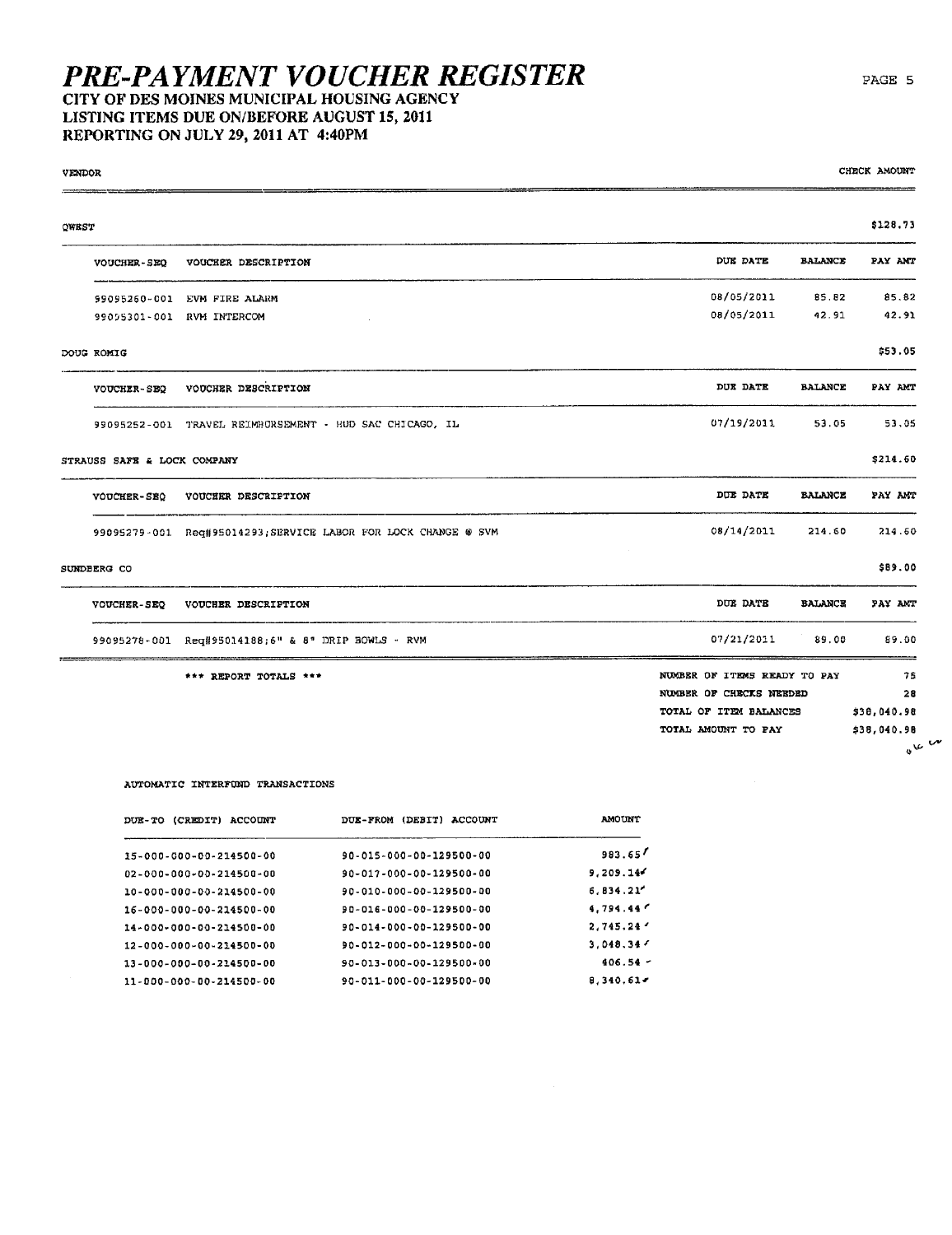# PRE-PAYMENT VOUCHER REGISTER

**CITY OF DES MOINES MUNICIPAL HOUSING AGENCY**
**LISTING ITEMS DUE ON/BEFORE AUGUST 15, 2011**
**REPORTING ON JULY 29, 2011 AT 4:40PM**

| VENDOR | | | | CHECK AMOUNT |
|---|---|---|---|---|
| **QWEST** | | | | $128.73 |
| VOUCHER-SEQ | VOUCHER DESCRIPTION | DUE DATE | BALANCE | PAY AMT |
| 99095260-001 | EVM FIRE ALARM | 08/05/2011 | 85.82 | 85.82 |
| 99095301-001 | RVM INTERCOM | 08/05/2011 | 42.91 | 42.91 |
| **DOUG ROMIG** | | | | $53.05 |
| VOUCHER-SEQ | VOUCHER DESCRIPTION | DUE DATE | BALANCE | PAY AMT |
| 99095252-001 | TRAVEL REIMBURSEMENT - HUD SAC CHICAGO, IL | 07/19/2011 | 53.05 | 53.05 |
| **STRAUSS SAFE & LOCK COMPANY** | | | | $214.60 |
| VOUCHER-SEQ | VOUCHER DESCRIPTION | DUE DATE | BALANCE | PAY AMT |
| 99095279-001 | Req#95014293;SERVICE LABOR FOR LOCK CHANGE @ SVM | 08/14/2011 | 214.60 | 214.60 |
| **SUNDBERG CO** | | | | $89.00 |
| VOUCHER-SEQ | VOUCHER DESCRIPTION | DUE DATE | BALANCE | PAY AMT |
| 99095278-001 | Req#95014188;6" & 8" DRIP BOWLS - RVM | 07/21/2011 | 89.00 | 89.00 |

**\*\*\* REPORT TOTALS \*\*\***

| | |
|---|---|
| NUMBER OF ITEMS READY TO PAY | 75 |
| NUMBER OF CHECKS NEEDED | 28 |
| TOTAL OF ITEM BALANCES | $38,040.98 |
| TOTAL AMOUNT TO PAY | $38,040.98 |

AUTOMATIC INTERFUND TRANSACTIONS

| DUE-TO (CREDIT) ACCOUNT | DUE-FROM (DEBIT) ACCOUNT | AMOUNT |
|---|---|---|
| 15-000-000-00-214500-00 | 90-015-000-00-129500-00 | 983.65 |
| 02-000-000-00-214500-00 | 90-017-000-00-129500-00 | 9,209.14 |
| 10-000-000-00-214500-00 | 90-010-000-00-129500-00 | 6,834.21 |
| 16-000-000-00-214500-00 | 90-016-000-00-129500-00 | 4,794.44 |
| 14-000-000-00-214500-00 | 90-014-000-00-129500-00 | 2,745.24 |
| 12-000-000-00-214500-00 | 90-012-000-00-129500-00 | 3,048.34 |
| 13-000-000-00-214500-00 | 90-013-000-00-129500-00 | 406.54 |
| 11-000-000-00-214500-00 | 90-011-000-00-129500-00 | 8,340.61 |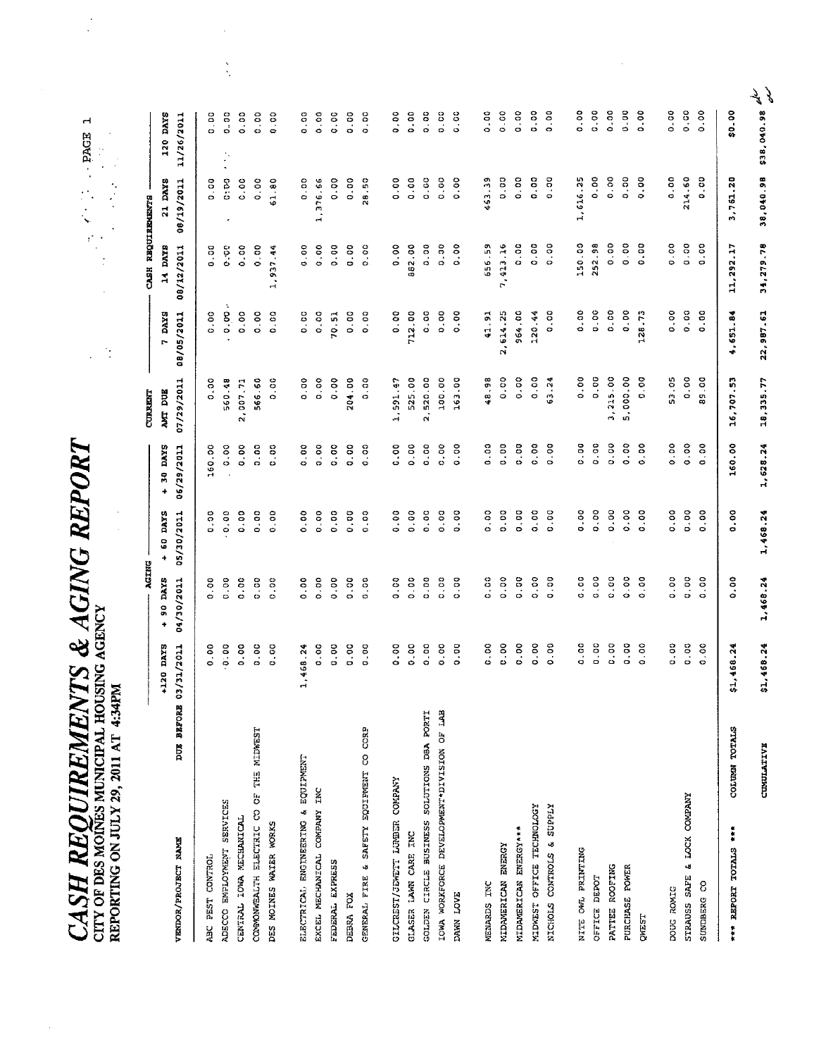# CASH REQUIREMENTS & AGING REPORT

**CITY OF DES MOINES MUNICIPAL HOUSING AGENCY**

**REPORTING ON JULY 29, 2011 AT 4:34PM**

| VENDOR/PROJECT NAME | AGING | | | | CURRENT | CASH REQUIREMENTS | | | |
|---|---|---|---|---|---|---|---|---|---|
| | +120 DAYS | + 90 DAYS | + 60 DAYS | + 30 DAYS | AMT DUE | 7 DAYS | 14 DAYS | 21 DAYS | 120 DAYS |
| DUE BEFORE | 03/31/2011 | 04/30/2011 | 05/30/2011 | 06/29/2011 | 07/29/2011 | 08/05/2011 | 08/12/2011 | 08/19/2011 | 11/26/2011 |
| ABC PEST CONTROL | 0.00 | 0.00 | 0.00 | 160.00 | 0.00 | 0.00 | 0.00 | 0.00 | 0.00 |
| ADECCO EMPLOYMENT SERVICES | 0.00 | 0.00 | 0.00 | 0.00 | 560.48 | 0.00 | 0.00 | 0.00 | 0.00 |
| CENTRAL IOWA MECHANICAL | 0.00 | 0.00 | 0.00 | 0.00 | 2,007.71 | 0.00 | 0.00 | 0.00 | 0.00 |
| COMMONWEALTH ELECTRIC CO OF THE MIDWEST | 0.00 | 0.00 | 0.00 | 0.00 | 566.60 | 0.00 | 0.00 | 0.00 | 0.00 |
| DES MOINES WATER WORKS | 0.00 | 0.00 | 0.00 | 0.00 | 0.00 | 0.00 | 1,937.44 | 61.80 | 0.00 |
| ELECTRICAL ENGINEERING & EQUIPMENT | 1,468.24 | 0.00 | 0.00 | 0.00 | 0.00 | 0.00 | 0.00 | 0.00 | 0.00 |
| EXCEL MECHANICAL COMPANY INC | 0.00 | 0.00 | 0.00 | 0.00 | 0.00 | 0.00 | 0.00 | 1,376.66 | 0.00 |
| FEDERAL EXPRESS | 0.00 | 0.00 | 0.00 | 0.00 | 0.00 | 70.51 | 0.00 | 0.00 | 0.00 |
| DEBRA FOX | 0.00 | 0.00 | 0.00 | 0.00 | 204.00 | 0.00 | 0.00 | 0.00 | 0.00 |
| GENERAL FIRE & SAFETY EQUIPMENT CO CORP | 0.00 | 0.00 | 0.00 | 0.00 | 0.00 | 0.00 | 0.00 | 28.50 | 0.00 |
| GILCREST/JEWETT LUMBER COMPANY | 0.00 | 0.00 | 0.00 | 0.00 | 1,591.47 | 0.00 | 0.00 | 0.00 | 0.00 |
| GLASER LAWN CARE INC | 0.00 | 0.00 | 0.00 | 0.00 | 525.00 | 712.00 | 882.00 | 0.00 | 0.00 |
| GOLDEN CIRCLE BUSINESS SOLUTIONS DBA PORTI | 0.00 | 0.00 | 0.00 | 0.00 | 2,520.00 | 0.00 | 0.00 | 0.00 | 0.00 |
| IOWA WORKFORCE DEVELOPMENT*DIVISION OF LAB | 0.00 | 0.00 | 0.00 | 0.00 | 100.00 | 0.00 | 0.00 | 0.00 | 0.00 |
| DAWN LOVE | 0.00 | 0.00 | 0.00 | 0.00 | 163.00 | 0.00 | 0.00 | 0.00 | 0.00 |
| MENARDS INC | 0.00 | 0.00 | 0.00 | 0.00 | 48.98 | 41.91 | 656.59 | 463.39 | 0.00 |
| MIDAMERICAN ENERGY | 0.00 | 0.00 | 0.00 | 0.00 | 0.00 | 2,614.25 | 7,413.16 | 0.00 | 0.00 |
| MIDAMERICAN ENERGY*** | 0.00 | 0.00 | 0.00 | 0.00 | 0.00 | 964.00 | 0.00 | 0.00 | 0.00 |
| MIDWEST OFFICE TECHNOLOGY | 0.00 | 0.00 | 0.00 | 0.00 | 0.00 | 120.44 | 0.00 | 0.00 | 0.00 |
| NICHOLS CONTROLS & SUPPLY | 0.00 | 0.00 | 0.00 | 0.00 | 63.24 | 0.00 | 0.00 | 0.00 | 0.00 |
| NITE OWL PRINTING | 0.00 | 0.00 | 0.00 | 0.00 | 0.00 | 0.00 | 150.00 | 1,616.25 | 0.00 |
| OFFICE DEPOT | 0.00 | 0.00 | 0.00 | 0.00 | 0.00 | 0.00 | 252.98 | 0.00 | 0.00 |
| PATTEE ROOFING | 0.00 | 0.00 | 0.00 | 0.00 | 3,215.00 | 0.00 | 0.00 | 0.00 | 0.00 |
| PURCHASE POWER | 0.00 | 0.00 | 0.00 | 0.00 | 5,000.00 | 0.00 | 0.00 | 0.00 | 0.00 |
| QWEST | 0.00 | 0.00 | 0.00 | 0.00 | 0.00 | 128.73 | 0.00 | 0.00 | 0.00 |
| DOUG ROMIG | 0.00 | 0.00 | 0.00 | 0.00 | 53.05 | 0.00 | 0.00 | 0.00 | 0.00 |
| STRAUSS SAFE & LOCK COMPANY | 0.00 | 0.00 | 0.00 | 0.00 | 0.00 | 0.00 | 0.00 | 214.60 | 0.00 |
| SUNDBERG CO | 0.00 | 0.00 | 0.00 | 0.00 | 89.00 | 0.00 | 0.00 | 0.00 | 0.00 |
| *** REPORT TOTALS *** COLUMN TOTALS | $1,468.24 | 0.00 | 0.00 | 160.00 | 16,707.53 | 4,651.84 | 11,292.17 | 3,761.20 | $0.00 |
| CUMULATIVE | $1,468.24 | 1,468.24 | 1,468.24 | 1,628.24 | 18,335.77 | 22,987.61 | 34,279.78 | 38,040.98 | $38,040.98 |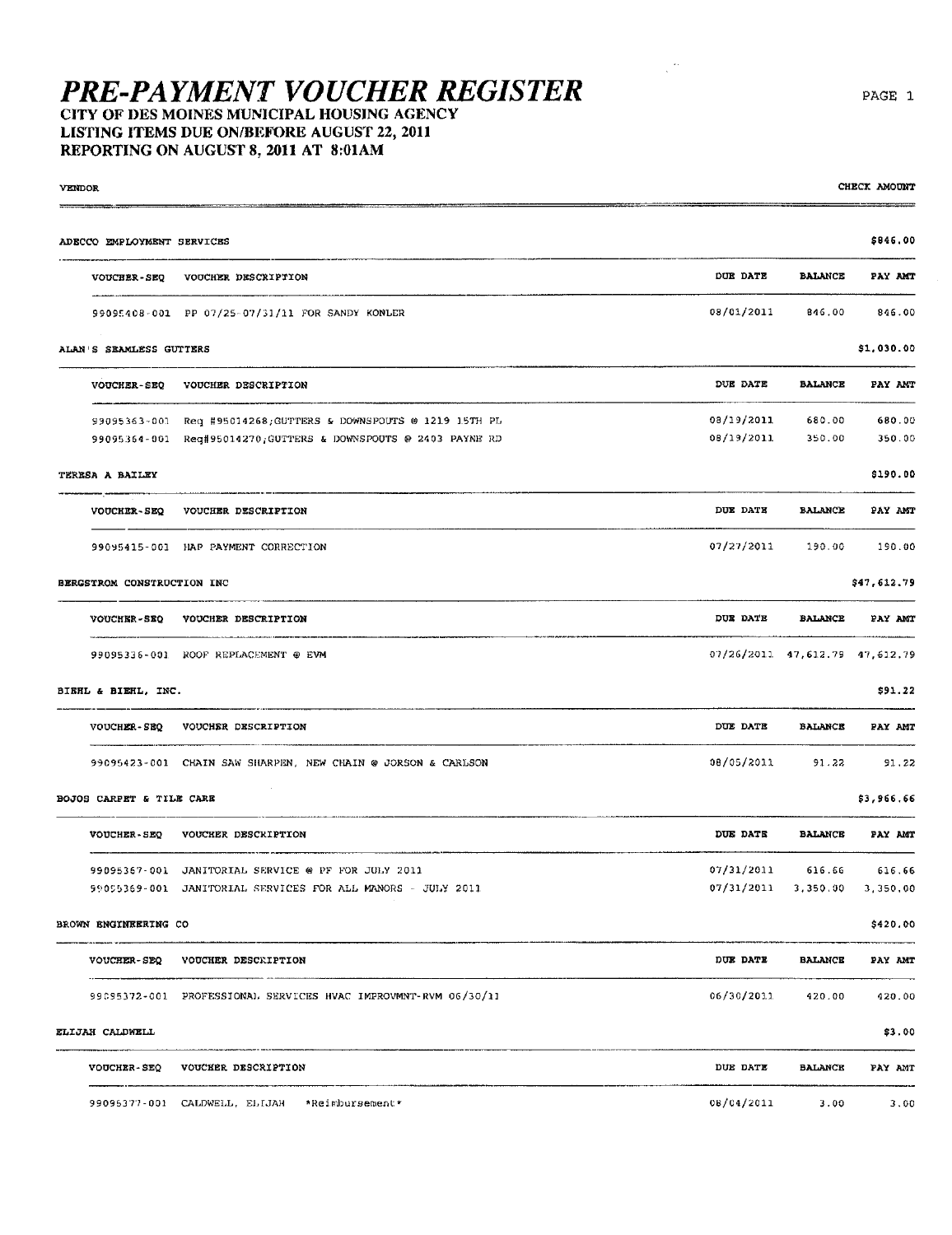# PRE-PAYMENT VOUCHER REGISTER

**CITY OF DES MOINES MUNICIPAL HOUSING AGENCY**
**LISTING ITEMS DUE ON/BEFORE AUGUST 22, 2011**
**REPORTING ON AUGUST 8, 2011 AT 8:01AM**

| VENDOR | | | | CHECK AMOUNT |
|---|---|---|---|---|
| **ADECCO EMPLOYMENT SERVICES** | | | | **$846.00** |
| VOUCHER-SEQ | VOUCHER DESCRIPTION | DUE DATE | BALANCE | PAY AMT |
| 99095408-001 | PP 07/25-07/31/11 FOR SANDY KOHLER | 08/01/2011 | 846.00 | 846.00 |
| **ALAN'S SEAMLESS GUTTERS** | | | | **$1,030.00** |
| VOUCHER-SEQ | VOUCHER DESCRIPTION | DUE DATE | BALANCE | PAY AMT |
| 99095363-001 | Req #95014268;GUTTERS & DOWNSPOUTS @ 1219 15TH PL | 08/19/2011 | 680.00 | 680.00 |
| 99095364-001 | Req#95014270;GUTTERS & DOWNSPOUTS @ 2403 PAYNE RD | 08/19/2011 | 350.00 | 350.00 |
| **TERESA A BAILEY** | | | | **$190.00** |
| VOUCHER-SEQ | VOUCHER DESCRIPTION | DUE DATE | BALANCE | PAY AMT |
| 99095415-001 | HAP PAYMENT CORRECTION | 07/27/2011 | 190.00 | 190.00 |
| **BERGSTROM CONSTRUCTION INC** | | | | **$47,612.79** |
| VOUCHER-SEQ | VOUCHER DESCRIPTION | DUE DATE | BALANCE | PAY AMT |
| 99095336-001 | ROOF REPLACEMENT @ EVM | 07/26/2011 | 47,612.79 | 47,612.79 |
| **BIEHL & BIEHL, INC.** | | | | **$91.22** |
| VOUCHER-SEQ | VOUCHER DESCRIPTION | DUE DATE | BALANCE | PAY AMT |
| 99095423-001 | CHAIN SAW SHARPEN, NEW CHAIN @ JORSON & CARLSON | 08/05/2011 | 91.22 | 91.22 |
| **BOJOS CARPET & TILE CARE** | | | | **$3,966.66** |
| VOUCHER-SEQ | VOUCHER DESCRIPTION | DUE DATE | BALANCE | PAY AMT |
| 99095367-001 | JANITORIAL SERVICE @ PF FOR JULY 2011 | 07/31/2011 | 616.66 | 616.66 |
| 99095369-001 | JANITORIAL SERVICES FOR ALL MANORS - JULY 2011 | 07/31/2011 | 3,350.00 | 3,350.00 |
| **BROWN ENGINEERING CO** | | | | **$420.00** |
| VOUCHER-SEQ | VOUCHER DESCRIPTION | DUE DATE | BALANCE | PAY AMT |
| 99095372-001 | PROFESSIONAL SERVICES HVAC IMPROVMNT-RVM 06/30/11 | 06/30/2011 | 420.00 | 420.00 |
| **ELIJAH CALDWELL** | | | | **$3.00** |
| VOUCHER-SEQ | VOUCHER DESCRIPTION | DUE DATE | BALANCE | PAY AMT |
| 99095377-001 | CALDWELL, ELIJAH *Reimbursement* | 08/04/2011 | 3.00 | 3.00 |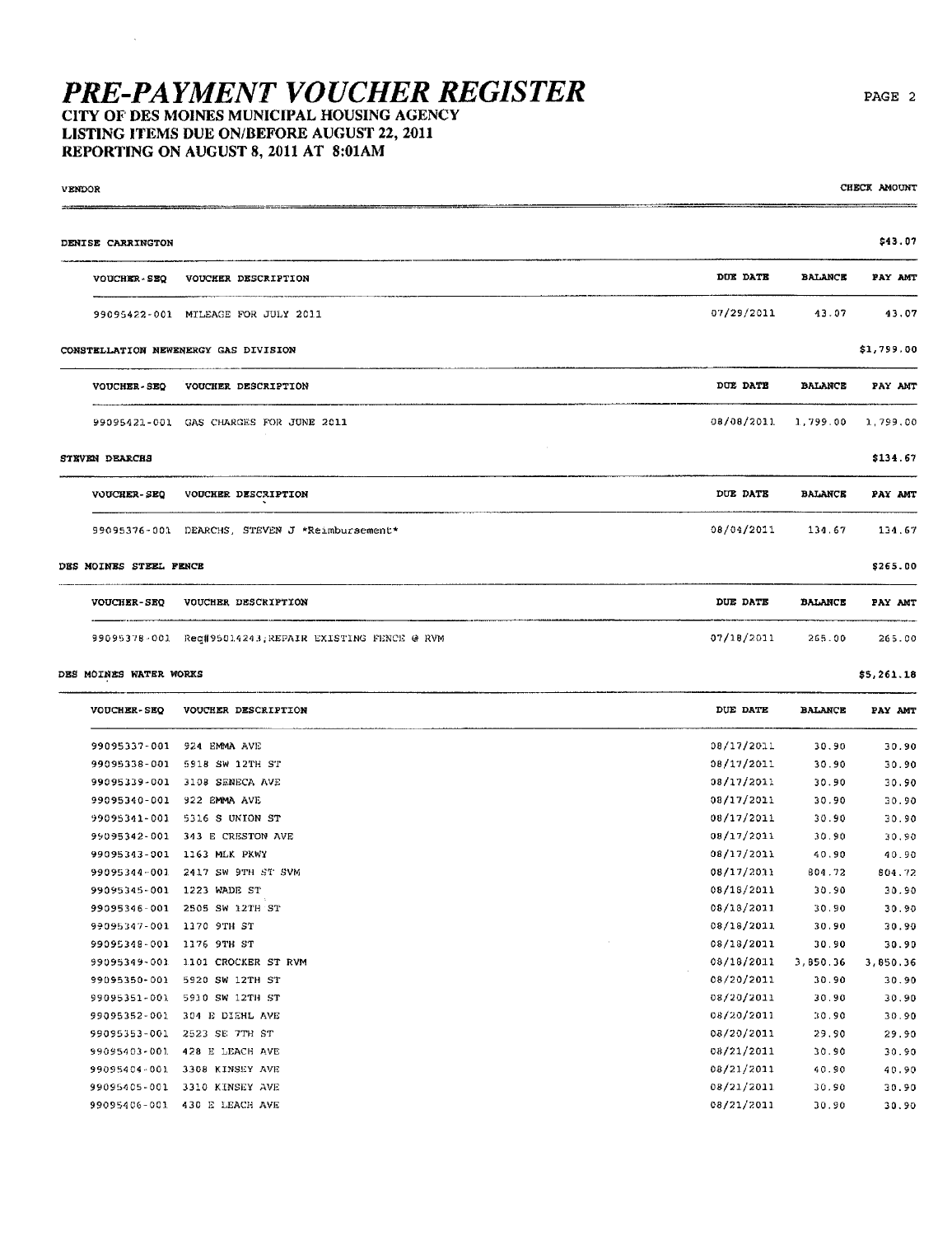# PRE-PAYMENT VOUCHER REGISTER

**CITY OF DES MOINES MUNICIPAL HOUSING AGENCY**
**LISTING ITEMS DUE ON/BEFORE AUGUST 22, 2011**
**REPORTING ON AUGUST 8, 2011 AT 8:01AM**

VENDOR | CHECK AMOUNT

**DENISE CARRINGTON** — $43.07

| VOUCHER-SEQ | VOUCHER DESCRIPTION | DUE DATE | BALANCE | PAY AMT |
|---|---|---|---|---|
| 99095422-001 | MILEAGE FOR JULY 2011 | 07/29/2011 | 43.07 | 43.07 |

**CONSTELLATION NEWENERGY GAS DIVISION** — $1,799.00

| VOUCHER-SEQ | VOUCHER DESCRIPTION | DUE DATE | BALANCE | PAY AMT |
|---|---|---|---|---|
| 99095421-001 | GAS CHARGES FOR JUNE 2011 | 08/08/2011 | 1,799.00 | 1,799.00 |

**STEVEN DEARCHS** — $134.67

| VOUCHER-SEQ | VOUCHER DESCRIPTION | DUE DATE | BALANCE | PAY AMT |
|---|---|---|---|---|
| 99095376-001 | DEARCHS, STEVEN J *Reimbursement* | 08/04/2011 | 134.67 | 134.67 |

**DES MOINES STEEL FENCE** — $265.00

| VOUCHER-SEQ | VOUCHER DESCRIPTION | DUE DATE | BALANCE | PAY AMT |
|---|---|---|---|---|
| 99095378-001 | Req#95014243;REPAIR EXISTING FENCE @ RVM | 07/18/2011 | 265.00 | 265.00 |

**DES MOINES WATER WORKS** — $5,261.18

| VOUCHER-SEQ | VOUCHER DESCRIPTION | DUE DATE | BALANCE | PAY AMT |
|---|---|---|---|---|
| 99095337-001 | 924 EMMA AVE | 08/17/2011 | 30.90 | 30.90 |
| 99095338-001 | 5918 SW 12TH ST | 08/17/2011 | 30.90 | 30.90 |
| 99095339-001 | 3108 SENECA AVE | 08/17/2011 | 30.90 | 30.90 |
| 99095340-001 | 922 EMMA AVE | 08/17/2011 | 30.90 | 30.90 |
| 99095341-001 | 5316 S UNION ST | 08/17/2011 | 30.90 | 30.90 |
| 99095342-001 | 343 E CRESTON AVE | 08/17/2011 | 30.90 | 30.90 |
| 99095343-001 | 1163 MLK PKWY | 08/17/2011 | 40.90 | 40.90 |
| 99095344-001 | 2417 SW 9TH ST SVM | 08/17/2011 | 804.72 | 804.72 |
| 99095345-001 | 1223 WADE ST | 08/18/2011 | 30.90 | 30.90 |
| 99095346-001 | 2505 SW 12TH ST | 08/18/2011 | 30.90 | 30.90 |
| 99095347-001 | 1170 9TH ST | 08/18/2011 | 30.90 | 30.90 |
| 99095348-001 | 1176 9TH ST | 08/18/2011 | 30.90 | 30.90 |
| 99095349-001 | 1101 CROCKER ST RVM | 08/18/2011 | 3,850.36 | 3,850.36 |
| 99095350-001 | 5920 SW 12TH ST | 08/20/2011 | 30.90 | 30.90 |
| 99095351-001 | 5910 SW 12TH ST | 08/20/2011 | 30.90 | 30.90 |
| 99095352-001 | 304 E DIEHL AVE | 08/20/2011 | 30.90 | 30.90 |
| 99095353-001 | 2523 SE 7TH ST | 08/20/2011 | 29.90 | 29.90 |
| 99095403-001 | 428 E LEACH AVE | 08/21/2011 | 30.90 | 30.90 |
| 99095404-001 | 3308 KINSEY AVE | 08/21/2011 | 40.90 | 40.90 |
| 99095405-001 | 3310 KINSEY AVE | 08/21/2011 | 30.90 | 30.90 |
| 99095406-001 | 430 E LEACH AVE | 08/21/2011 | 30.90 | 30.90 |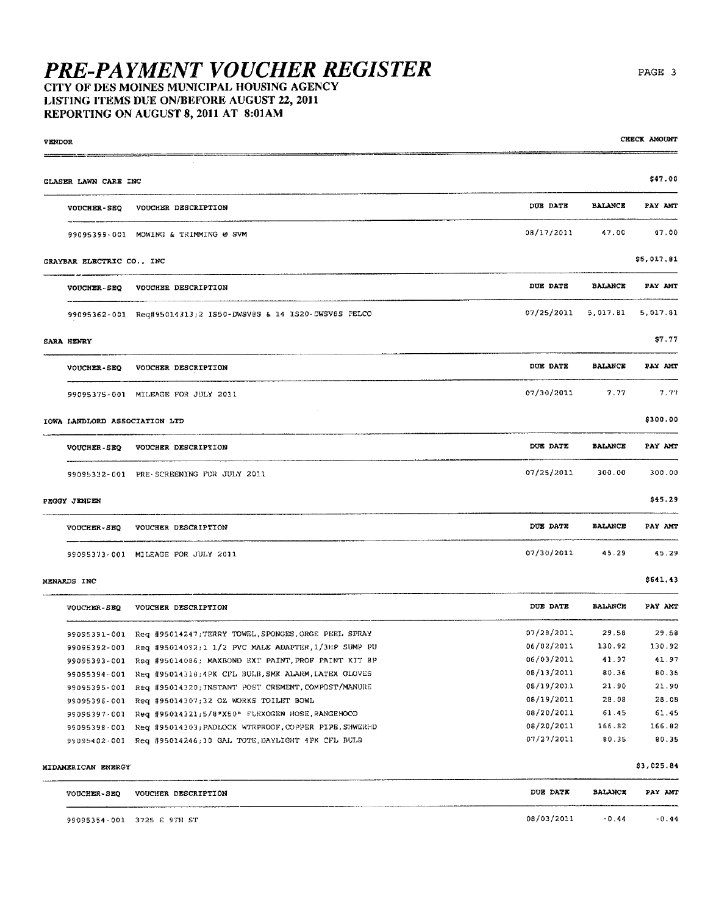# PRE-PAYMENT VOUCHER REGISTER

**CITY OF DES MOINES MUNICIPAL HOUSING AGENCY**
**LISTING ITEMS DUE ON/BEFORE AUGUST 22, 2011**
**REPORTING ON AUGUST 8, 2011 AT 8:01AM**

VENDOR | CHECK AMOUNT

**GLASER LAWN CARE INC** — $47.00

| VOUCHER-SEQ | VOUCHER DESCRIPTION | DUE DATE | BALANCE | PAY AMT |
|---|---|---|---|---|
| 99095399-001 | MOWING & TRIMMING @ SVM | 08/17/2011 | 47.00 | 47.00 |

**GRAYBAR ELECTRIC CO., INC** — $5,017.81

| VOUCHER-SEQ | VOUCHER DESCRIPTION | DUE DATE | BALANCE | PAY AMT |
|---|---|---|---|---|
| 99095362-001 | Req#95014313;2 IS50-DWSV8S & 14 IS20-DWSV8S PELCO | 07/25/2011 | 5,017.81 | 5,017.81 |

**SARA HENRY** — $7.77

| VOUCHER-SEQ | VOUCHER DESCRIPTION | DUE DATE | BALANCE | PAY AMT |
|---|---|---|---|---|
| 99095375-001 | MILEAGE FOR JULY 2011 | 07/30/2011 | 7.77 | 7.77 |

**IOWA LANDLORD ASSOCIATION LTD** — $300.00

| VOUCHER-SEQ | VOUCHER DESCRIPTION | DUE DATE | BALANCE | PAY AMT |
|---|---|---|---|---|
| 99095332-001 | PRE-SCREENING FOR JULY 2011 | 07/25/2011 | 300.00 | 300.00 |

**PEGGY JENSEN** — $45.29

| VOUCHER-SEQ | VOUCHER DESCRIPTION | DUE DATE | BALANCE | PAY AMT |
|---|---|---|---|---|
| 99095373-001 | MILEAGE FOR JULY 2011 | 07/30/2011 | 45.29 | 45.29 |

**MENARDS INC** — $641.43

| VOUCHER-SEQ | VOUCHER DESCRIPTION | DUE DATE | BALANCE | PAY AMT |
|---|---|---|---|---|
| 99095391-001 | Req #95014247;TERRY TOWEL,SPONGES,ORGE PEEL SPRAY | 07/28/2011 | 29.58 | 29.58 |
| 99095392-001 | Req #95014092;1 1/2 PVC MALE ADAPTER,1/3HP SUMP PU | 06/02/2011 | 130.92 | 130.92 |
| 99095393-001 | Req #95014086; MAXBOND EXT PAINT,PROF PAINT KIT 8P | 06/03/2011 | 41.97 | 41.97 |
| 99095394-001 | Req #95014318;4PK CFL BULB,SMK ALARM,LATEX GLOVES | 08/13/2011 | 80.36 | 80.36 |
| 99095395-001 | Req #95014320;INSTANT POST CREMENT,COMPOST/MANURE | 08/19/2011 | 21.90 | 21.90 |
| 99095396-001 | Req #95014307;32 OZ WORKS TOILET BOWL | 08/19/2011 | 28.08 | 28.08 |
| 99095397-001 | Req #95014321;5/8"X50" FLEXOGEN HOSE,RANGEHOOD | 08/20/2011 | 61.45 | 61.45 |
| 99095398-001 | Req #95014303;PADLOCK WTRPROOF,COPPER PIPE,SHWERHD | 08/20/2011 | 166.82 | 166.82 |
| 99095402-001 | Req #95014246;10 GAL TOTE,DAYLIGHT 4PK CFL BULB | 07/27/2011 | 80.35 | 80.35 |

**MIDAMERICAN ENERGY** — $3,025.84

| VOUCHER-SEQ | VOUCHER DESCRIPTION | DUE DATE | BALANCE | PAY AMT |
|---|---|---|---|---|
| 99095354-001 | 3725 E 9TH ST | 08/03/2011 | -0.44 | -0.44 |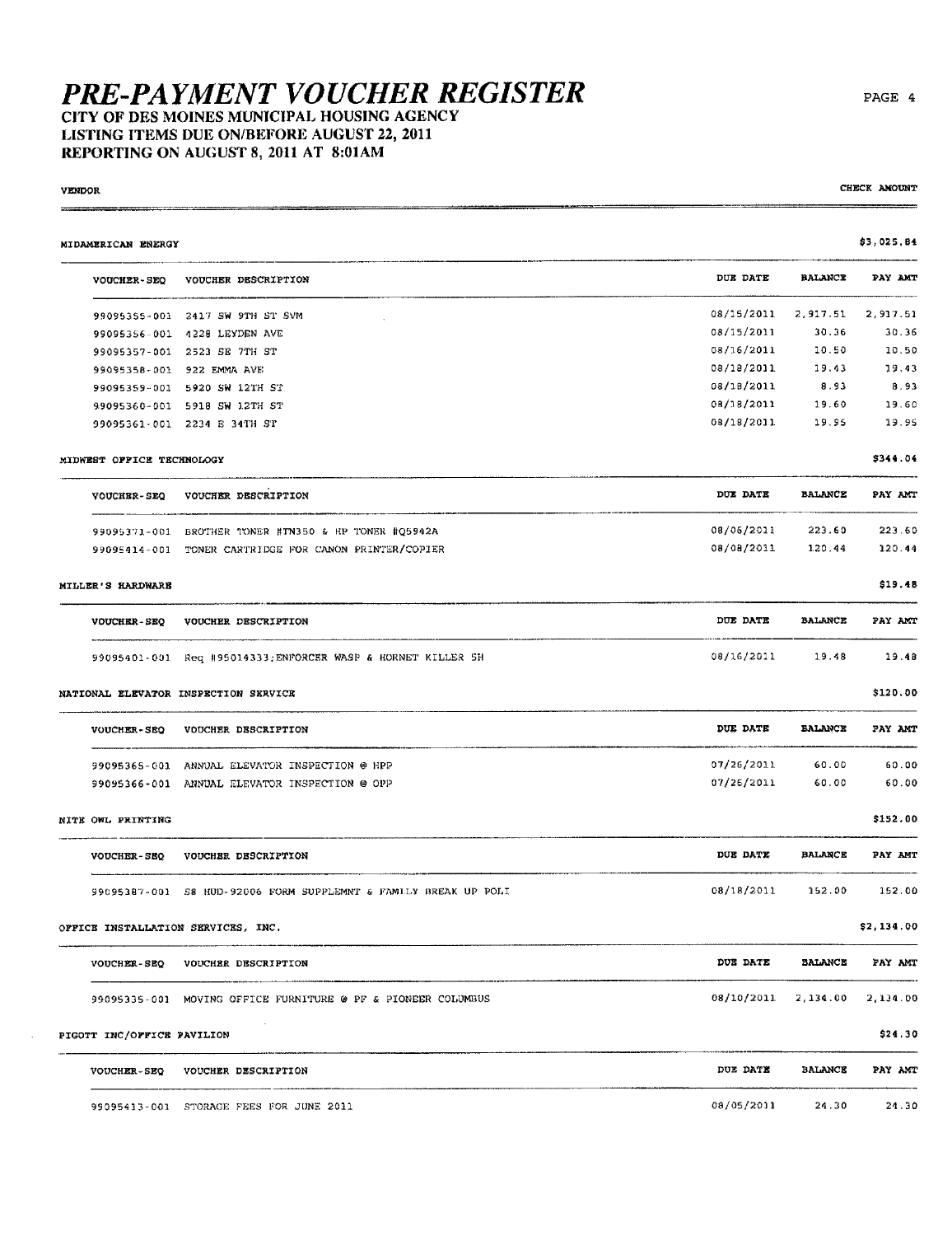# PRE-PAYMENT VOUCHER REGISTER

**CITY OF DES MOINES MUNICIPAL HOUSING AGENCY**
**LISTING ITEMS DUE ON/BEFORE AUGUST 22, 2011**
**REPORTING ON AUGUST 8, 2011 AT 8:01AM**

VENDOR | CHECK AMOUNT

### MIDAMERICAN ENERGY — $3,025.84

| VOUCHER-SEQ | VOUCHER DESCRIPTION | DUE DATE | BALANCE | PAY AMT |
|---|---|---|---|---|
| 99095355-001 | 2417 SW 9TH ST SVM | 08/15/2011 | 2,917.51 | 2,917.51 |
| 99095356-001 | 4228 LEYDEN AVE | 08/15/2011 | 30.36 | 30.36 |
| 99095357-001 | 2523 SE 7TH ST | 08/16/2011 | 10.50 | 10.50 |
| 99095358-001 | 922 EMMA AVE | 08/18/2011 | 19.43 | 19.43 |
| 99095359-001 | 5920 SW 12TH ST | 08/18/2011 | 8.93 | 8.93 |
| 99095360-001 | 5918 SW 12TH ST | 08/18/2011 | 19.60 | 19.60 |
| 99095361-001 | 2234 E 34TH ST | 08/18/2011 | 19.95 | 19.95 |

### MIDWEST OFFICE TECHNOLOGY — $344.04

| VOUCHER-SEQ | VOUCHER DESCRIPTION | DUE DATE | BALANCE | PAY AMT |
|---|---|---|---|---|
| 99095371-001 | BROTHER TONER #TN350 & HP TONER #Q5942A | 08/06/2011 | 223.60 | 223.60 |
| 99095414-001 | TONER CARTRIDGE FOR CANON PRINTER/COPIER | 08/08/2011 | 120.44 | 120.44 |

### MILLER'S HARDWARE — $19.48

| VOUCHER-SEQ | VOUCHER DESCRIPTION | DUE DATE | BALANCE | PAY AMT |
|---|---|---|---|---|
| 99095401-001 | Req #95014333;ENFORCER WASP & HORNET KILLER 5H | 08/16/2011 | 19.48 | 19.48 |

### NATIONAL ELEVATOR INSPECTION SERVICE — $120.00

| VOUCHER-SEQ | VOUCHER DESCRIPTION | DUE DATE | BALANCE | PAY AMT |
|---|---|---|---|---|
| 99095365-001 | ANNUAL ELEVATOR INSPECTION @ HPP | 07/26/2011 | 60.00 | 60.00 |
| 99095366-001 | ANNUAL ELEVATOR INSPECTION @ OPP | 07/26/2011 | 60.00 | 60.00 |

### NITE OWL PRINTING — $152.00

| VOUCHER-SEQ | VOUCHER DESCRIPTION | DUE DATE | BALANCE | PAY AMT |
|---|---|---|---|---|
| 99095387-001 | S8 HUD-92006 FORM SUPPLEMNT & FAMILY BREAK UP POLI | 08/18/2011 | 152.00 | 152.00 |

### OFFICE INSTALLATION SERVICES, INC. — $2,134.00

| VOUCHER-SEQ | VOUCHER DESCRIPTION | DUE DATE | BALANCE | PAY AMT |
|---|---|---|---|---|
| 99095335-001 | MOVING OFFICE FURNITURE @ PF & PIONEER COLUMBUS | 08/10/2011 | 2,134.00 | 2,134.00 |

### PIGOTT INC/OFFICE PAVILION — $24.30

| VOUCHER-SEQ | VOUCHER DESCRIPTION | DUE DATE | BALANCE | PAY AMT |
|---|---|---|---|---|
| 99095413-001 | STORAGE FEES FOR JUNE 2011 | 08/05/2011 | 24.30 | 24.30 |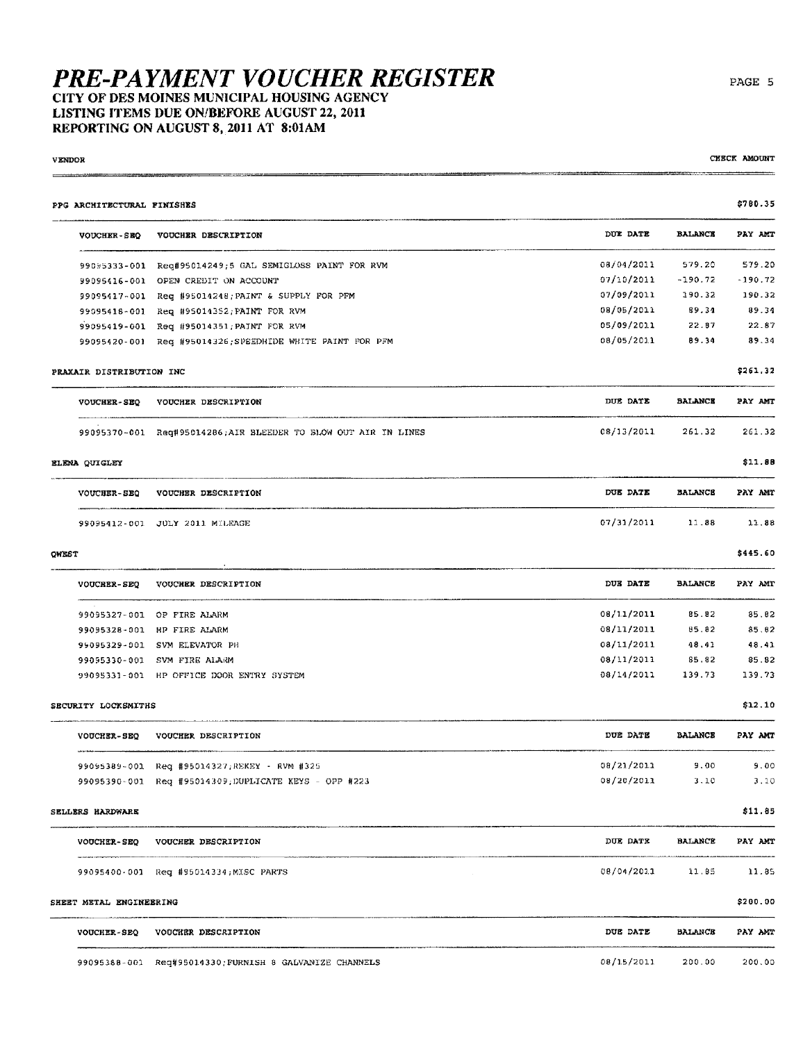# PRE-PAYMENT VOUCHER REGISTER

**CITY OF DES MOINES MUNICIPAL HOUSING AGENCY**
**LISTING ITEMS DUE ON/BEFORE AUGUST 22, 2011**
**REPORTING ON AUGUST 8, 2011 AT 8:01AM**

VENDOR — CHECK AMOUNT

**PPG ARCHITECTURAL FINISHES** — $780.35

| VOUCHER-SEQ | VOUCHER DESCRIPTION | DUE DATE | BALANCE | PAY AMT |
|---|---|---|---|---|
| 99095333-001 | Req#95014249;5 GAL SEMIGLOSS PAINT FOR RVM | 08/04/2011 | 579.20 | 579.20 |
| 99095416-001 | OPEN CREDIT ON ACCOUNT | 07/10/2011 | -190.72 | -190.72 |
| 99095417-001 | Req #95014248;PAINT & SUPPLY FOR PFM | 07/09/2011 | 190.32 | 190.32 |
| 99095418-001 | Req #95014352;PAINT FOR RVM | 08/05/2011 | 89.34 | 89.34 |
| 99095419-001 | Req #95014351;PAINT FOR RVM | 05/09/2011 | 22.87 | 22.87 |
| 99095420-001 | Req #95014326;SPEEDHIDE WHITE PAINT FOR PFM | 08/05/2011 | 89.34 | 89.34 |

**PRAXAIR DISTRIBUTION INC** — $261.32

| VOUCHER-SEQ | VOUCHER DESCRIPTION | DUE DATE | BALANCE | PAY AMT |
|---|---|---|---|---|
| 99095370-001 | Req#95014286;AIR BLEEDER TO BLOW OUT AIR IN LINES | 08/13/2011 | 261.32 | 261.32 |

**ELENA QUIGLEY** — $11.88

| VOUCHER-SEQ | VOUCHER DESCRIPTION | DUE DATE | BALANCE | PAY AMT |
|---|---|---|---|---|
| 99095412-001 | JULY 2011 MILEAGE | 07/31/2011 | 11.88 | 11.88 |

**QWEST** — $445.60

| VOUCHER-SEQ | VOUCHER DESCRIPTION | DUE DATE | BALANCE | PAY AMT |
|---|---|---|---|---|
| 99095327-001 | OP FIRE ALARM | 08/11/2011 | 85.82 | 85.82 |
| 99095328-001 | HP FIRE ALARM | 08/11/2011 | 85.82 | 85.82 |
| 99095329-001 | SVM ELEVATOR PH | 08/11/2011 | 48.41 | 48.41 |
| 99095330-001 | SVM FIRE ALARM | 08/11/2011 | 85.82 | 85.82 |
| 99095331-001 | HP OFFICE DOOR ENTRY SYSTEM | 08/14/2011 | 139.73 | 139.73 |

**SECURITY LOCKSMITHS** — $12.10

| VOUCHER-SEQ | VOUCHER DESCRIPTION | DUE DATE | BALANCE | PAY AMT |
|---|---|---|---|---|
| 99095389-001 | Req #95014327;REKEY - RVM #325 | 08/21/2011 | 9.00 | 9.00 |
| 99095390-001 | Req #95014309;DUPLICATE KEYS - OPP #223 | 08/20/2011 | 3.10 | 3.10 |

**SELLERS HARDWARE** — $11.85

| VOUCHER-SEQ | VOUCHER DESCRIPTION | DUE DATE | BALANCE | PAY AMT |
|---|---|---|---|---|
| 99095400-001 | Req #95014334;MISC PARTS | 08/04/2011 | 11.85 | 11.85 |

**SHEET METAL ENGINEERING** — $200.00

| VOUCHER-SEQ | VOUCHER DESCRIPTION | DUE DATE | BALANCE | PAY AMT |
|---|---|---|---|---|
| 99095388-001 | Req#95014330;FURNISH & GALVANIZE CHANNELS | 08/15/2011 | 200.00 | 200.00 |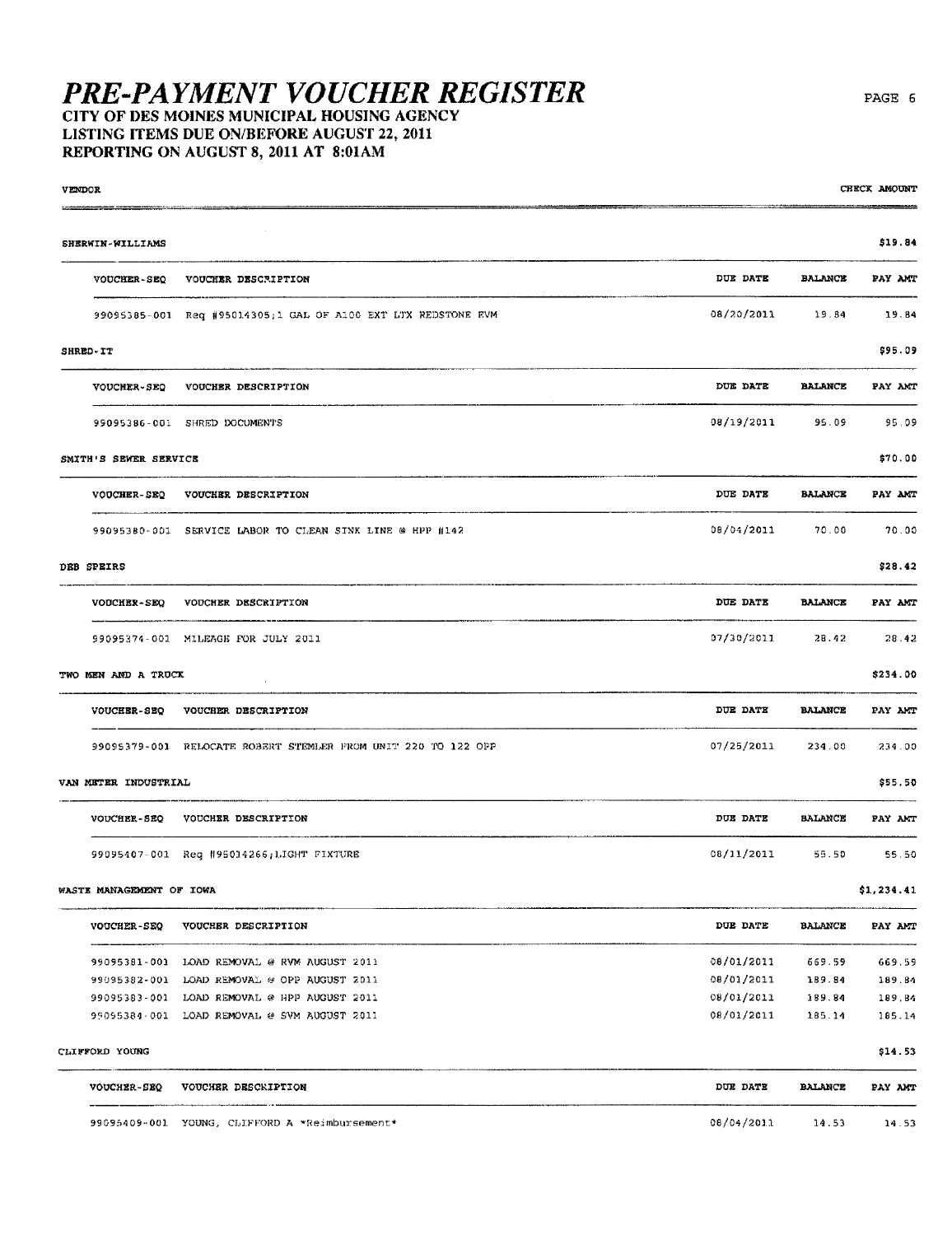# PRE-PAYMENT VOUCHER REGISTER

**CITY OF DES MOINES MUNICIPAL HOUSING AGENCY**
**LISTING ITEMS DUE ON/BEFORE AUGUST 22, 2011**
**REPORTING ON AUGUST 8, 2011 AT 8:01AM**

| VENDOR | | | | CHECK AMOUNT |
|---|---|---|---|---|
| **SHERWIN-WILLIAMS** | | | | **$19.84** |
| VOUCHER-SEQ | VOUCHER DESCRIPTION | DUE DATE | BALANCE | PAY AMT |
| 99095385-001 | Req #95014305;1 GAL OF A100 EXT LTX REDSTONE EVM | 08/20/2011 | 19.84 | 19.84 |
| **SHRED-IT** | | | | **$95.09** |
| VOUCHER-SEQ | VOUCHER DESCRIPTION | DUE DATE | BALANCE | PAY AMT |
| 99095386-001 | SHRED DOCUMENTS | 08/19/2011 | 95.09 | 95.09 |
| **SMITH'S SEWER SERVICE** | | | | **$70.00** |
| VOUCHER-SEQ | VOUCHER DESCRIPTION | DUE DATE | BALANCE | PAY AMT |
| 99095380-001 | SERVICE LABOR TO CLEAN SINK LINE @ HPP #142 | 08/04/2011 | 70.00 | 70.00 |
| **DEB SPEIRS** | | | | **$28.42** |
| VOUCHER-SEQ | VOUCHER DESCRIPTION | DUE DATE | BALANCE | PAY AMT |
| 99095374-001 | MILEAGE FOR JULY 2011 | 07/30/2011 | 28.42 | 28.42 |
| **TWO MEN AND A TRUCK** | | | | **$234.00** |
| VOUCHER-SEQ | VOUCHER DESCRIPTION | DUE DATE | BALANCE | PAY AMT |
| 99095379-001 | RELOCATE ROBERT STEMLER FROM UNIT 220 TO 122 OPP | 07/25/2011 | 234.00 | 234.00 |
| **VAN METER INDUSTRIAL** | | | | **$55.50** |
| VOUCHER-SEQ | VOUCHER DESCRIPTION | DUE DATE | BALANCE | PAY AMT |
| 99095407-001 | Req #95014266;LIGHT FIXTURE | 08/11/2011 | 55.50 | 55.50 |
| **WASTE MANAGEMENT OF IOWA** | | | | **$1,234.41** |
| VOUCHER-SEQ | VOUCHER DESCRIPTION | DUE DATE | BALANCE | PAY AMT |
| 99095381-001 | LOAD REMOVAL @ RVM AUGUST 2011 | 08/01/2011 | 669.59 | 669.59 |
| 99095382-001 | LOAD REMOVAL @ OPP AUGUST 2011 | 08/01/2011 | 189.84 | 189.84 |
| 99095383-001 | LOAD REMOVAL @ HPP AUGUST 2011 | 08/01/2011 | 189.84 | 189.84 |
| 99095384-001 | LOAD REMOVAL @ SVM AUGUST 2011 | 08/01/2011 | 185.14 | 185.14 |
| **CLIFFORD YOUNG** | | | | **$14.53** |
| VOUCHER-SEQ | VOUCHER DESCRIPTION | DUE DATE | BALANCE | PAY AMT |
| 99095409-001 | YOUNG, CLIFFORD A *Reimbursement* | 08/04/2011 | 14.53 | 14.53 |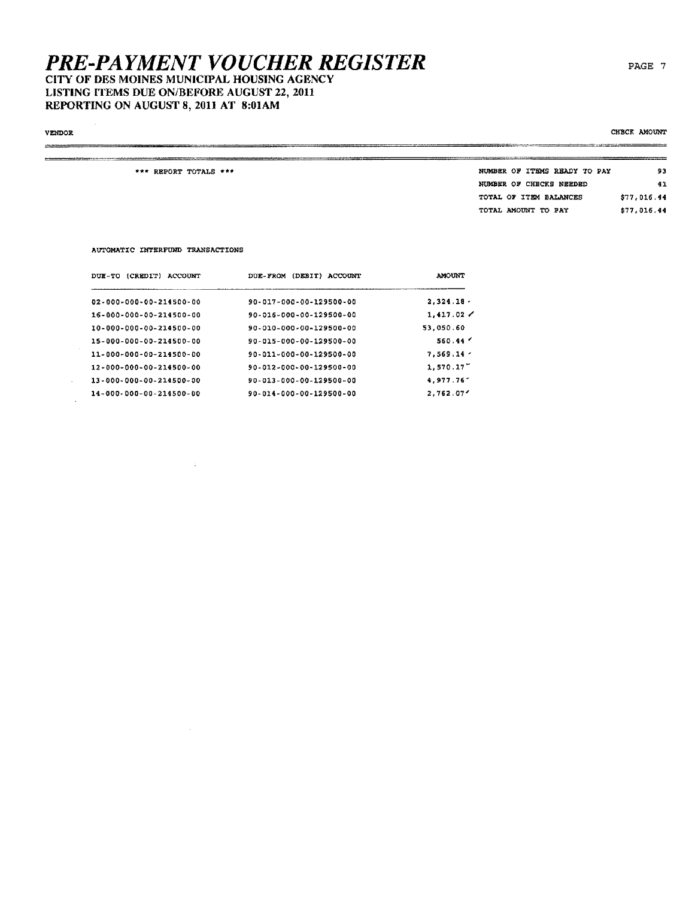# PRE-PAYMENT VOUCHER REGISTER

**CITY OF DES MOINES MUNICIPAL HOUSING AGENCY**
**LISTING ITEMS DUE ON/BEFORE AUGUST 22, 2011**
**REPORTING ON AUGUST 8, 2011 AT 8:01AM**

| VENDOR | | CHECK AMOUNT |
|---|---|---|
| *** REPORT TOTALS *** | NUMBER OF ITEMS READY TO PAY | 93 |
| | NUMBER OF CHECKS NEEDED | 41 |
| | TOTAL OF ITEM BALANCES | $77,016.44 |
| | TOTAL AMOUNT TO PAY | $77,016.44 |

AUTOMATIC INTERFUND TRANSACTIONS

| DUE-TO (CREDIT) ACCOUNT | DUE-FROM (DEBIT) ACCOUNT | AMOUNT |
|---|---|---|
| 02-000-000-00-214500-00 | 90-017-000-00-129500-00 | 2,324.18 |
| 16-000-000-00-214500-00 | 90-016-000-00-129500-00 | 1,417.02 |
| 10-000-000-00-214500-00 | 90-010-000-00-129500-00 | 53,050.60 |
| 15-000-000-00-214500-00 | 90-015-000-00-129500-00 | 560.44 |
| 11-000-000-00-214500-00 | 90-011-000-00-129500-00 | 7,569.14 |
| 12-000-000-00-214500-00 | 90-012-000-00-129500-00 | 1,570.17 |
| 13-000-000-00-214500-00 | 90-013-000-00-129500-00 | 4,977.76 |
| 14-000-000-00-214500-00 | 90-014-000-00-129500-00 | 2,762.07 |